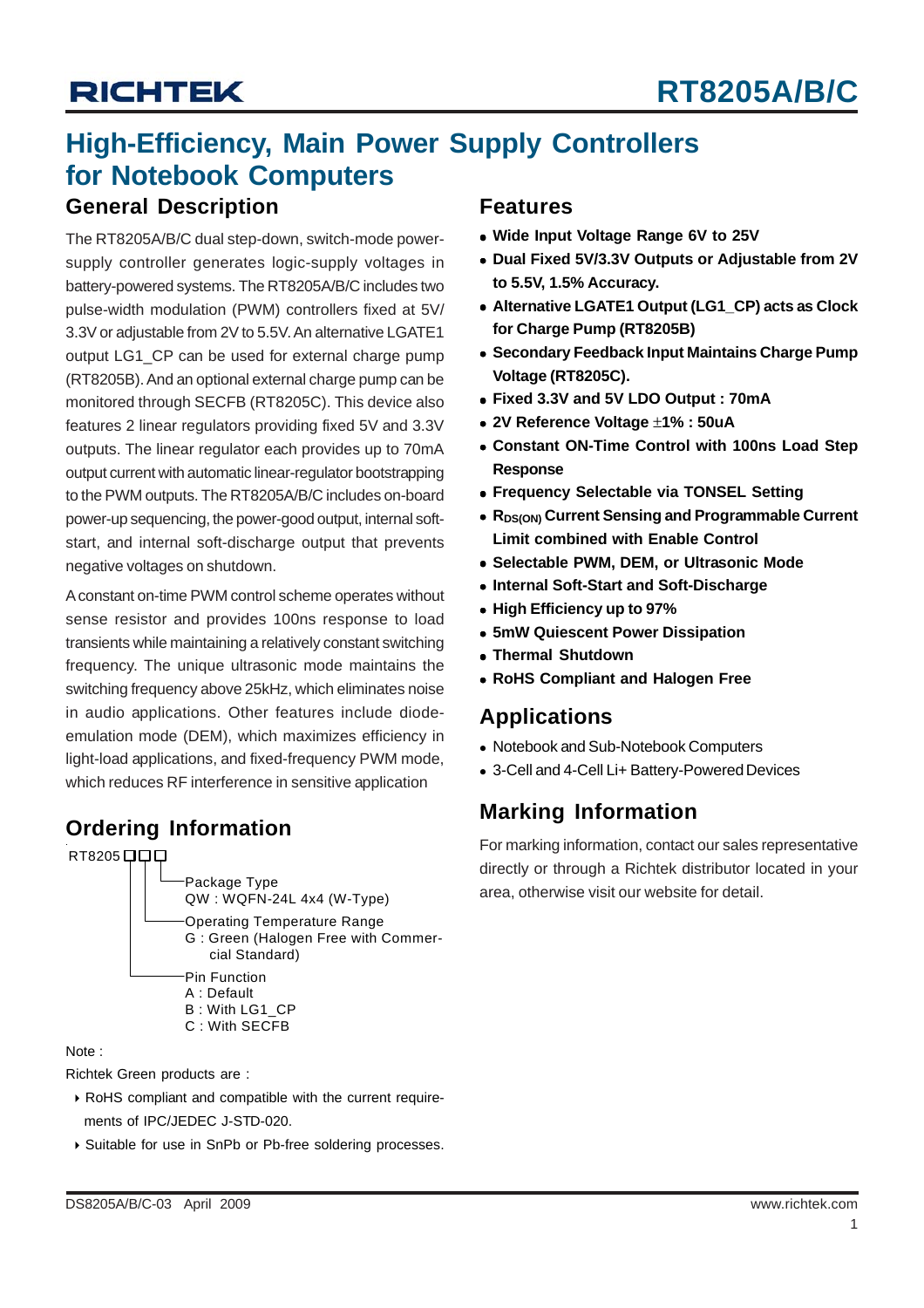# RT8205A/B/C

# High-Efficiency, Main Power Supply Controllers for Notebook Computers

## General Description

The RT8205A/B/C dual step-down, switch-mode power-supply controller generates logic-supply voltages in battery-powered systems. The RT8205A/B/C includes two pulse-width modulation (PWM) controllers fixed at 5V/3.3V or adjustable from 2V to 5.5V. An alternative LGATE1 output LG1_CP can be used for external charge pump (RT8205B). And an optional external charge pump can be monitored through SECFB (RT8205C). This device also features 2 linear regulators providing fixed 5V and 3.3V outputs. The linear regulator each provides up to 70mA output current with automatic linear-regulator bootstrapping to the PWM outputs. The RT8205A/B/C includes on-board power-up sequencing, the power-good output, internal soft-start, and internal soft-discharge output that prevents negative voltages on shutdown.

A constant on-time PWM control scheme operates without sense resistor and provides 100ns response to load transients while maintaining a relatively constant switching frequency. The unique ultrasonic mode maintains the switching frequency above 25kHz, which eliminates noise in audio applications. Other features include diode-emulation mode (DEM), which maximizes efficiency in light-load applications, and fixed-frequency PWM mode, which reduces RF interference in sensitive application

## Ordering Information

```
RT8205□□□
       │││
       ││└─Package Type
       ││   QW : WQFN-24L 4x4 (W-Type)
       │└──Operating Temperature Range
       │    G : Green (Halogen Free with Commer-
       │        cial Standard)
       └───Pin Function
            A : Default
            B : With LG1_CP
            C : With SECFB
```

Note :

Richtek Green products are :

- RoHS compliant and compatible with the current requirements of IPC/JEDEC J-STD-020.
- Suitable for use in SnPb or Pb-free soldering processes.

## Features

- **Wide Input Voltage Range 6V to 25V**
- **Dual Fixed 5V/3.3V Outputs or Adjustable from 2V to 5.5V, 1.5% Accuracy.**
- **Alternative LGATE1 Output (LG1_CP) acts as Clock for Charge Pump (RT8205B)**
- **Secondary Feedback Input Maintains Charge Pump Voltage (RT8205C).**
- **Fixed 3.3V and 5V LDO Output : 70mA**
- **2V Reference Voltage ±1% : 50uA**
- **Constant ON-Time Control with 100ns Load Step Response**
- **Frequency Selectable via TONSEL Setting**
- **$R_{DS(ON)}$ Current Sensing and Programmable Current Limit combined with Enable Control**
- **Selectable PWM, DEM, or Ultrasonic Mode**
- **Internal Soft-Start and Soft-Discharge**
- **High Efficiency up to 97%**
- **5mW Quiescent Power Dissipation**
- **Thermal Shutdown**
- **RoHS Compliant and Halogen Free**

## Applications

- Notebook and Sub-Notebook Computers
- 3-Cell and 4-Cell Li+ Battery-Powered Devices

## Marking Information

For marking information, contact our sales representative directly or through a Richtek distributor located in your area, otherwise visit our website for detail.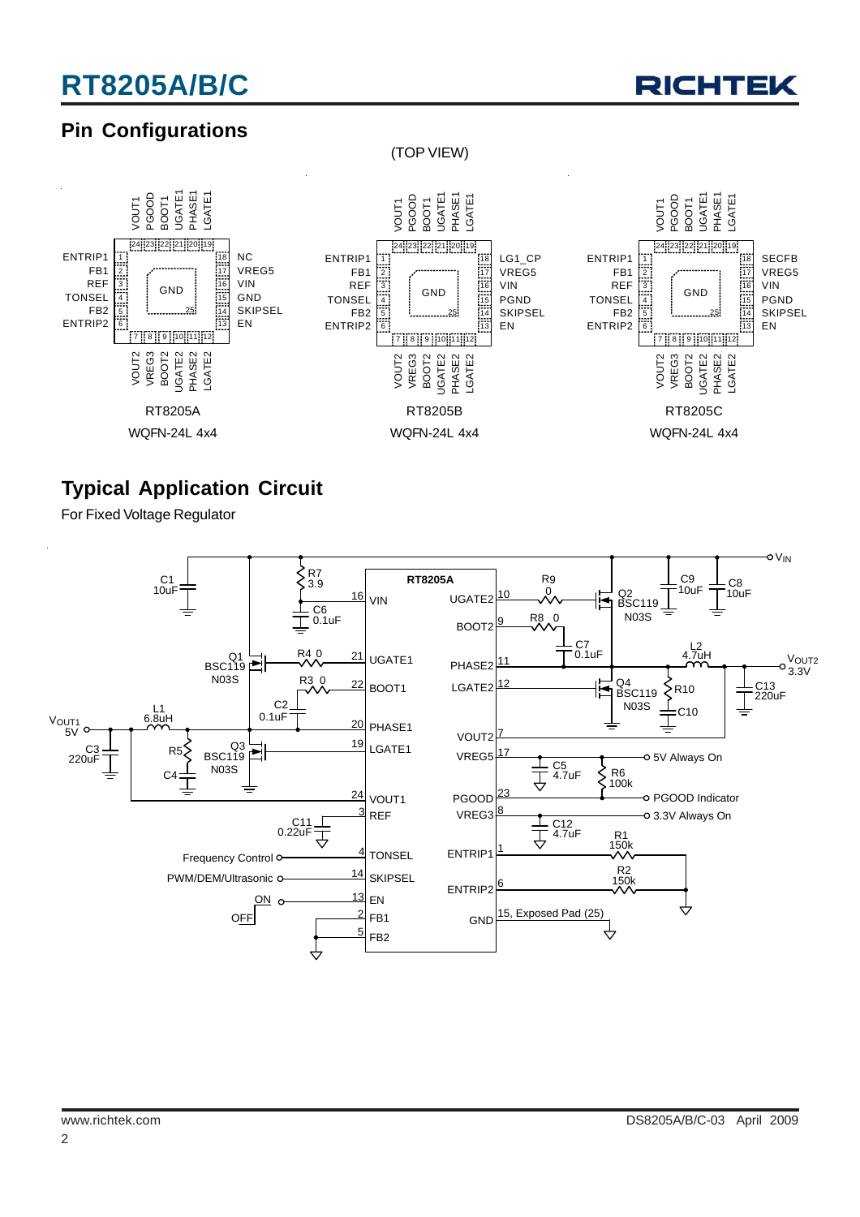## Pin Configurations

(TOP VIEW)

**RT8205A — WQFN-24L 4x4**

| Pin | Name | Pin | Name |
|---|---|---|---|
| 1 | ENTRIP1 | 13 | EN |
| 2 | FB1 | 14 | SKIPSEL |
| 3 | REF | 15 | GND |
| 4 | TONSEL | 16 | VIN |
| 5 | FB2 | 17 | VREG5 |
| 6 | ENTRIP2 | 18 | NC |
| 7 | VOUT2 | 19 | LGATE1 |
| 8 | VREG3 | 20 | PHASE1 |
| 9 | BOOT2 | 21 | UGATE1 |
| 10 | UGATE2 | 22 | BOOT1 |
| 11 | PHASE2 | 23 | PGOOD |
| 12 | LGATE2 | 24 | VOUT1 |
| 25 | GND (Exposed Pad) | | |

**RT8205B — WQFN-24L 4x4**

| Pin | Name | Pin | Name |
|---|---|---|---|
| 1 | ENTRIP1 | 13 | EN |
| 2 | FB1 | 14 | SKIPSEL |
| 3 | REF | 15 | PGND |
| 4 | TONSEL | 16 | VIN |
| 5 | FB2 | 17 | VREG5 |
| 6 | ENTRIP2 | 18 | LG1_CP |
| 7 | VOUT2 | 19 | LGATE1 |
| 8 | VREG3 | 20 | PHASE1 |
| 9 | BOOT2 | 21 | UGATE1 |
| 10 | UGATE2 | 22 | BOOT1 |
| 11 | PHASE2 | 23 | PGOOD |
| 12 | LGATE2 | 24 | VOUT1 |
| 25 | GND (Exposed Pad) | | |

**RT8205C — WQFN-24L 4x4**

| Pin | Name | Pin | Name |
|---|---|---|---|
| 1 | ENTRIP1 | 13 | EN |
| 2 | FB1 | 14 | SKIPSEL |
| 3 | REF | 15 | PGND |
| 4 | TONSEL | 16 | VIN |
| 5 | FB2 | 17 | VREG5 |
| 6 | ENTRIP2 | 18 | SECFB |
| 7 | VOUT2 | 19 | LGATE1 |
| 8 | VREG3 | 20 | PHASE1 |
| 9 | BOOT2 | 21 | UGATE1 |
| 10 | UGATE2 | 22 | BOOT1 |
| 11 | PHASE2 | 23 | PGOOD |
| 12 | LGATE2 | 24 | VOUT1 |
| 25 | GND (Exposed Pad) | | |

## Typical Application Circuit

For Fixed Voltage Regulator

RT8205A — Components: C1 10uF, R7 3.9, C6 0.1uF, Q1 BSC119 N03S, R4 0, R3 0, C2 0.1uF, L1 6.8uH, Q3 BSC119 N03S, R5, C4, C3 220uF, C11 0.22uF, R9 0, R8 0, C7 0.1uF, Q2 BSC119 N03S, C9 10uF, C8 10uF, L2 4.7uH, Q4 BSC119 N03S, R10, C10, C13 220uF, C5 4.7uF, R6 100k, C12 4.7uF, R1 150k, R2 150k.

Signals: $V_{IN}$, $V_{OUT1}$ 5V, $V_{OUT2}$ 3.3V, 5V Always On, PGOOD Indicator, 3.3V Always On, Frequency Control, PWM/DEM/Ultrasonic, ON/OFF, 15, Exposed Pad (25).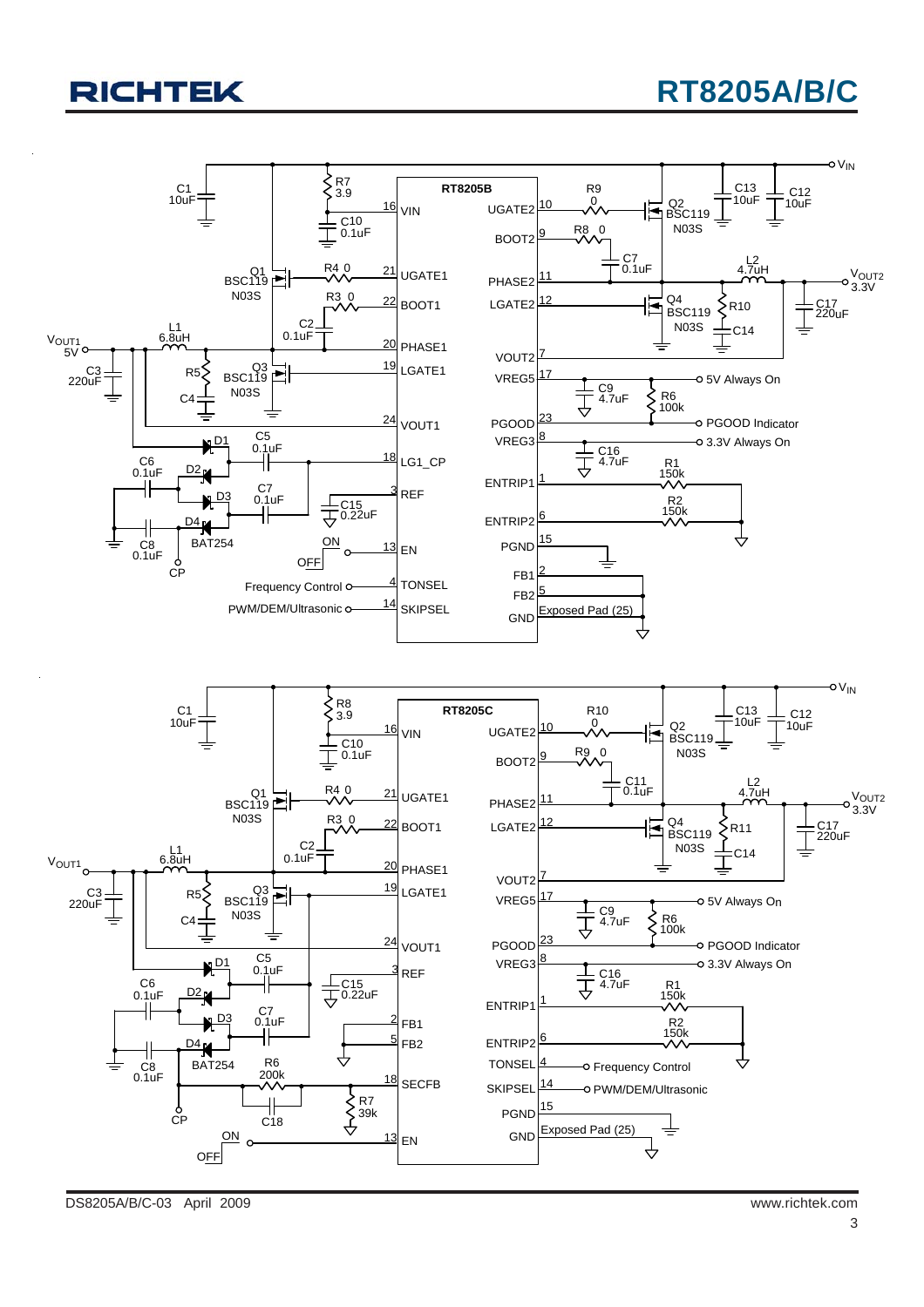RT8205B

| Pin | Name | Pin | Name |
|---|---|---|---|
| 16 | VIN | 10 | UGATE2 |
| 21 | UGATE1 | 9 | BOOT2 |
| 22 | BOOT1 | 11 | PHASE2 |
| 20 | PHASE1 | 12 | LGATE2 |
| 19 | LGATE1 | 7 | VOUT2 |
| 24 | VOUT1 | 17 | VREG5 |
| 18 | LG1_CP | 23 | PGOOD |
| 3 | REF | 8 | VREG3 |
| 13 | EN | 1 | ENTRIP1 |
| 4 | TONSEL | 6 | ENTRIP2 |
| 14 | SKIPSEL | 15 | PGND |
| | | 2 | FB1 |
| | | 5 | FB2 |
| | | Exposed Pad (25) | GND |

Components: C1 10uF, R7 3.9, C10 0.1uF, Q1 BSC119 N03S, R4 0, R3 0, C2 0.1uF, L1 6.8uH, $V_{OUT1}$ 5V, C3 220uF, R5, C4, Q3 BSC119 N03S, D1, D2, D3, D4 BAT254, C5 0.1uF, C6 0.1uF, C7 0.1uF, C8 0.1uF, CP, C15 0.22uF, ON/OFF, Frequency Control, PWM/DEM/Ultrasonic, R9 0, Q2 BSC119 N03S, C13 10uF, C12 10uF, $V_{IN}$, R8 0, C7 0.1uF, L2 4.7uH, Q4 BSC119 N03S, R10, C14, $V_{OUT2}$ 3.3V, C17 220uF, C9 4.7uF, R6 100k, 5V Always On, PGOOD Indicator, C16 4.7uF, 3.3V Always On, R1 150k, R2 150k.

RT8205C

| Pin | Name | Pin | Name |
|---|---|---|---|
| 16 | VIN | 10 | UGATE2 |
| 21 | UGATE1 | 9 | BOOT2 |
| 22 | BOOT1 | 11 | PHASE2 |
| 20 | PHASE1 | 12 | LGATE2 |
| 19 | LGATE1 | 7 | VOUT2 |
| 24 | VOUT1 | 17 | VREG5 |
| 3 | REF | 23 | PGOOD |
| 2 | FB1 | 8 | VREG3 |
| 5 | FB2 | 1 | ENTRIP1 |
| 18 | SECFB | 6 | ENTRIP2 |
| 13 | EN | 4 | TONSEL |
| | | 14 | SKIPSEL |
| | | 15 | PGND |
| | | Exposed Pad (25) | GND |

Components: C1 10uF, R8 3.9, C10 0.1uF, Q1 BSC119 N03S, R4 0, R3 0, C2 0.1uF, L1 6.8uH, $V_{OUT1}$, C3 220uF, R5, C4, Q3 BSC119 N03S, D1, D2, D3, D4 BAT254, C5 0.1uF, C6 0.1uF, C7 0.1uF, C8 0.1uF, C15 0.22uF, R6 200k, C18, R7 39k, CP, ON/OFF, R10 0, Q2 BSC119 N03S, C13 10uF, C12 10uF, $V_{IN}$, R9 0, C11 0.1uF, L2 4.7uH, Q4 BSC119 N03S, R11, C14, $V_{OUT2}$ 3.3V, C17 220uF, C9 4.7uF, R6 100k, 5V Always On, PGOOD Indicator, C16 4.7uF, 3.3V Always On, R1 150k, R2 150k, Frequency Control, PWM/DEM/Ultrasonic.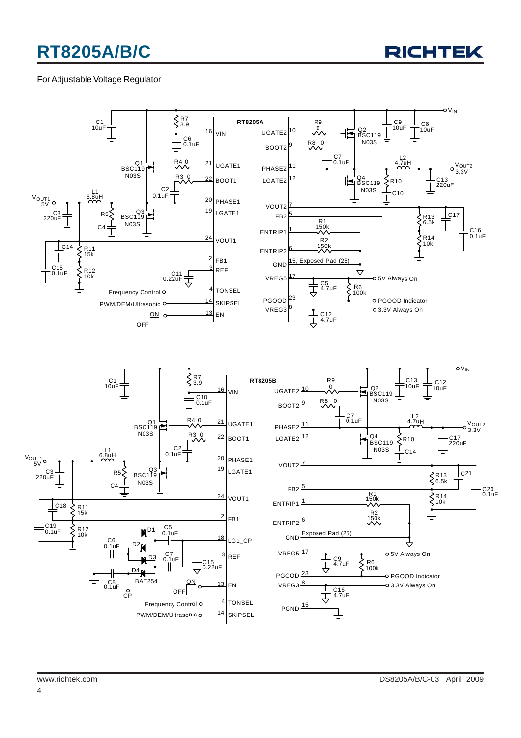For Adjustable Voltage Regulator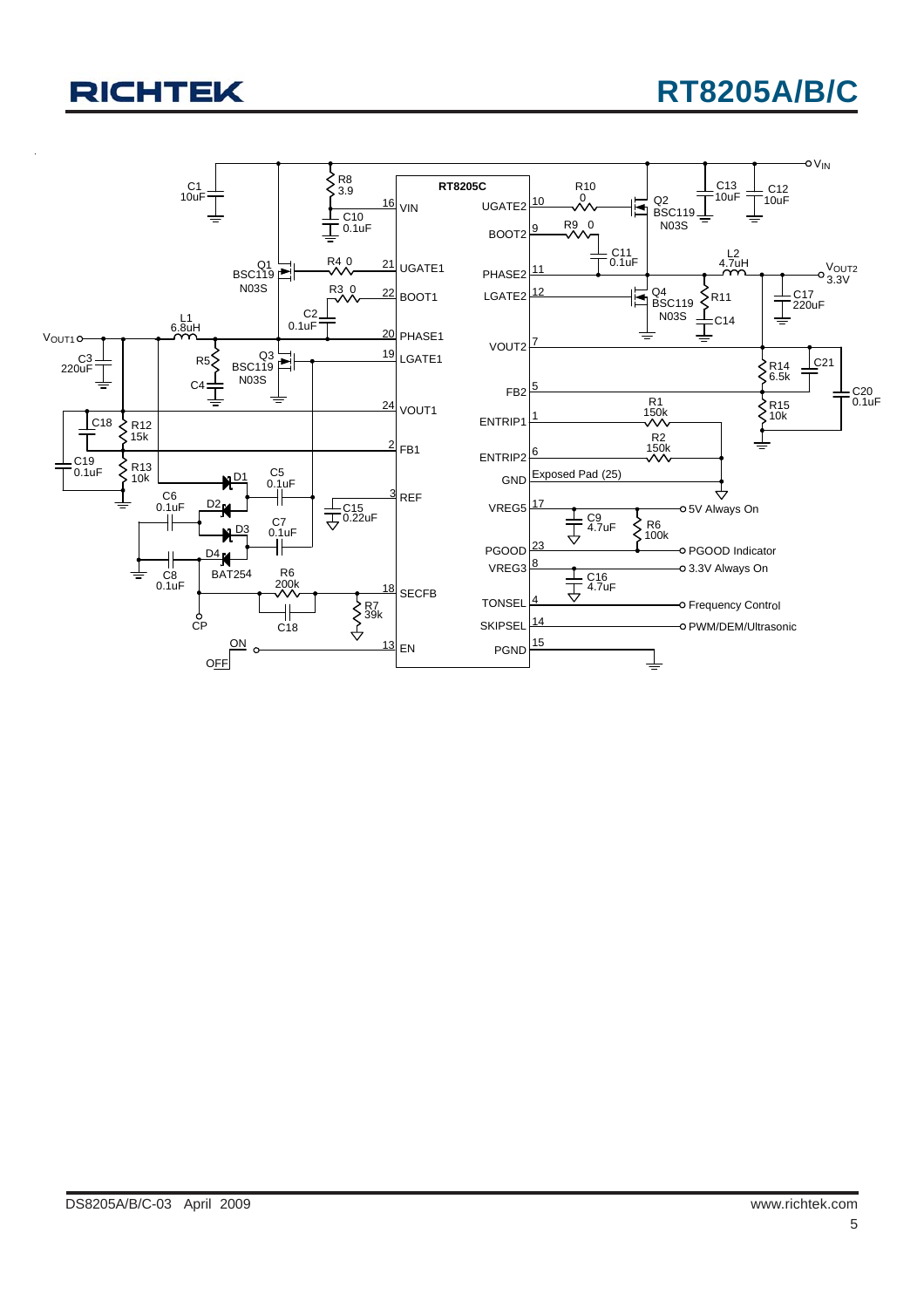RT8205C

VIN, UGATE1, BOOT1, PHASE1, LGATE1, VOUT1, FB1, REF, SECFB, EN, UGATE2, BOOT2, PHASE2, LGATE2, VOUT2, FB2, ENTRIP1, ENTRIP2, GND, VREG5, PGOOD, VREG3, TONSEL, SKIPSEL, PGND

Exposed Pad (25)

$V_{IN}$, $V_{OUT1}$, $V_{OUT2}$ 3.3V

C1 10uF, R8 3.9, C10 0.1uF, Q1 BSC119 N03S, R4 0, R3 0, C2 0.1uF, L1 6.8uH, C3 220uF, R5, C4, Q3 BSC119 N03S, C18, R12 15k, C19 0.1uF, R13 10k, D1, C5 0.1uF, C6 0.1uF, D2, D3, C7 0.1uF, D4, C8 0.1uF, BAT254, C15 0.22uF, R6 200k, R7 39k, C18, CP, ON, OFF

R10 0, Q2 BSC119 N03S, C13 10uF, C12 10uF, R9 0, C11 0.1uF, L2 4.7uH, Q4 BSC119 N03S, R11, C14, C17 220uF, R14 6.5k, C21, R15 10k, C20 0.1uF, R1 150k, R2 150k, C9 4.7uF, R6 100k, C16 4.7uF

5V Always On, PGOOD Indicator, 3.3V Always On, Frequency Control, PWM/DEM/Ultrasonic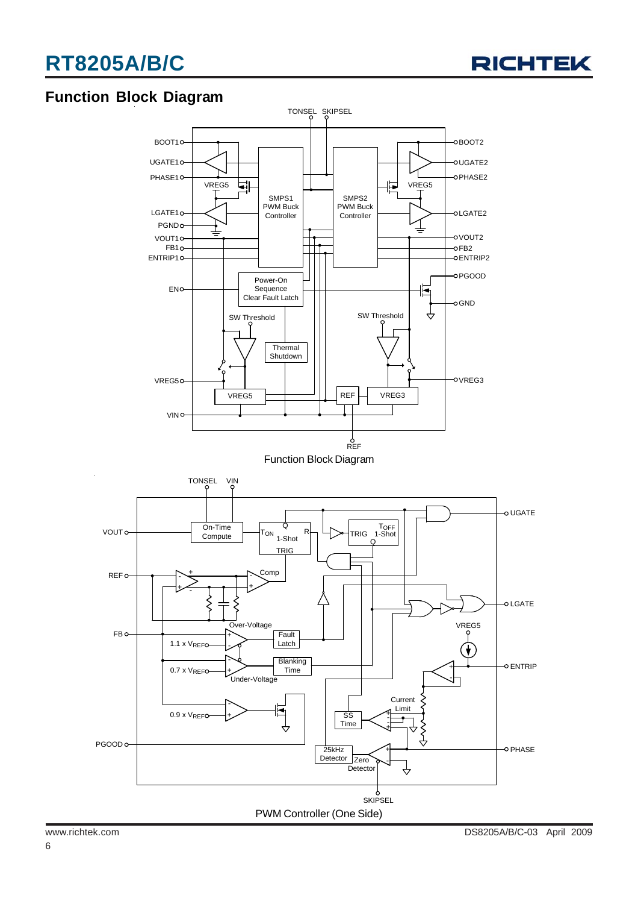## Function Block Diagram

Function Block Diagram

PWM Controller (One Side)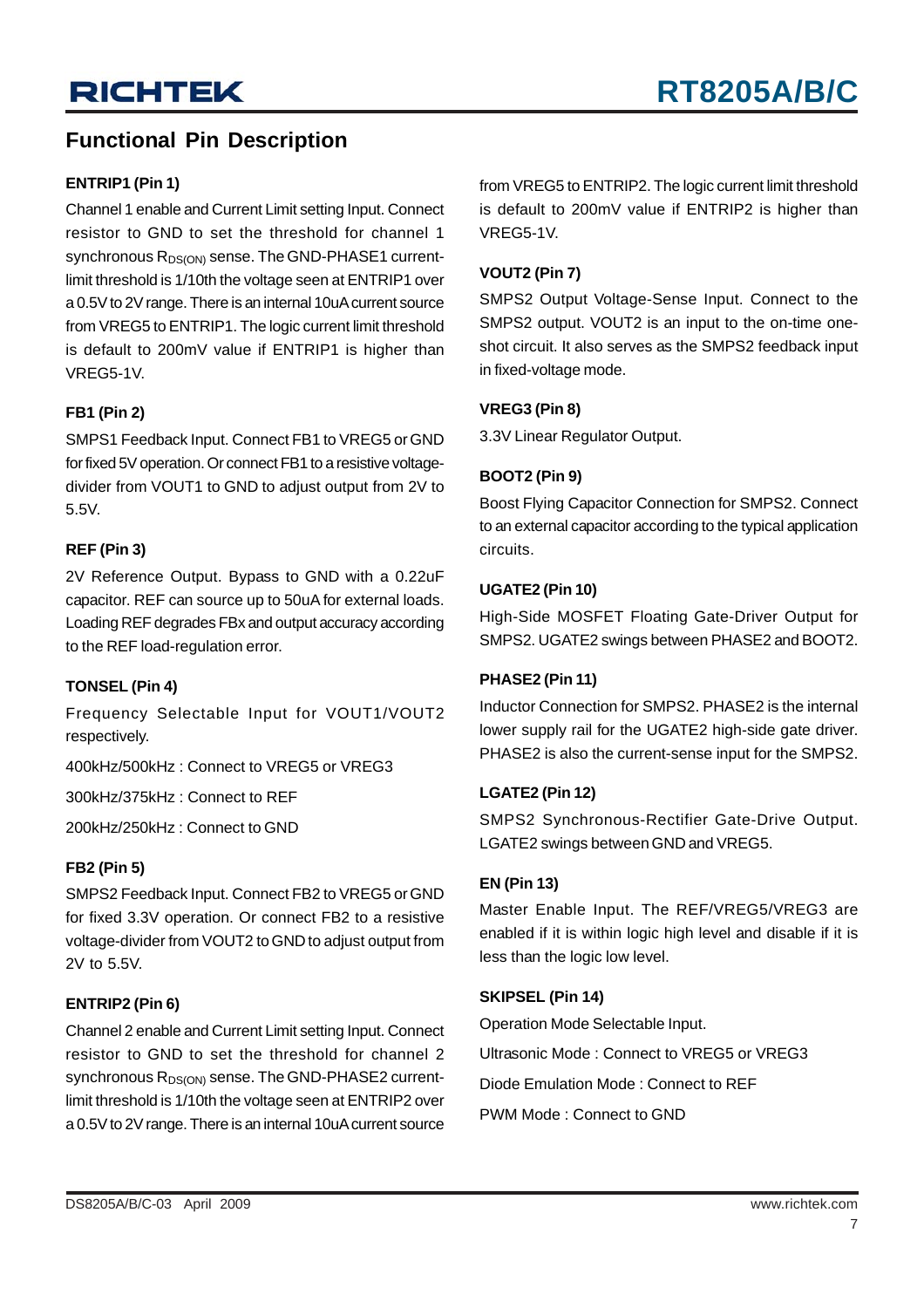## Functional Pin Description

### ENTRIP1 (Pin 1)

Channel 1 enable and Current Limit setting Input. Connect resistor to GND to set the threshold for channel 1 synchronous $R_{DS(ON)}$ sense. The GND-PHASE1 current-limit threshold is 1/10th the voltage seen at ENTRIP1 over a 0.5V to 2V range. There is an internal 10uA current source from VREG5 to ENTRIP1. The logic current limit threshold is default to 200mV value if ENTRIP1 is higher than VREG5-1V.

### FB1 (Pin 2)

SMPS1 Feedback Input. Connect FB1 to VREG5 or GND for fixed 5V operation. Or connect FB1 to a resistive voltage-divider from VOUT1 to GND to adjust output from 2V to 5.5V.

### REF (Pin 3)

2V Reference Output. Bypass to GND with a 0.22uF capacitor. REF can source up to 50uA for external loads. Loading REF degrades FBx and output accuracy according to the REF load-regulation error.

### TONSEL (Pin 4)

Frequency Selectable Input for VOUT1/VOUT2 respectively.

400kHz/500kHz : Connect to VREG5 or VREG3

300kHz/375kHz : Connect to REF

200kHz/250kHz : Connect to GND

### FB2 (Pin 5)

SMPS2 Feedback Input. Connect FB2 to VREG5 or GND for fixed 3.3V operation. Or connect FB2 to a resistive voltage-divider from VOUT2 to GND to adjust output from 2V to 5.5V.

### ENTRIP2 (Pin 6)

Channel 2 enable and Current Limit setting Input. Connect resistor to GND to set the threshold for channel 2 synchronous $R_{DS(ON)}$ sense. The GND-PHASE2 current-limit threshold is 1/10th the voltage seen at ENTRIP2 over a 0.5V to 2V range. There is an internal 10uA current source from VREG5 to ENTRIP2. The logic current limit threshold is default to 200mV value if ENTRIP2 is higher than VREG5-1V.

### VOUT2 (Pin 7)

SMPS2 Output Voltage-Sense Input. Connect to the SMPS2 output. VOUT2 is an input to the on-time one-shot circuit. It also serves as the SMPS2 feedback input in fixed-voltage mode.

### VREG3 (Pin 8)

3.3V Linear Regulator Output.

### BOOT2 (Pin 9)

Boost Flying Capacitor Connection for SMPS2. Connect to an external capacitor according to the typical application circuits.

### UGATE2 (Pin 10)

High-Side MOSFET Floating Gate-Driver Output for SMPS2. UGATE2 swings between PHASE2 and BOOT2.

### PHASE2 (Pin 11)

Inductor Connection for SMPS2. PHASE2 is the internal lower supply rail for the UGATE2 high-side gate driver. PHASE2 is also the current-sense input for the SMPS2.

### LGATE2 (Pin 12)

SMPS2 Synchronous-Rectifier Gate-Drive Output. LGATE2 swings between GND and VREG5.

### EN (Pin 13)

Master Enable Input. The REF/VREG5/VREG3 are enabled if it is within logic high level and disable if it is less than the logic low level.

### SKIPSEL (Pin 14)

Operation Mode Selectable Input.

Ultrasonic Mode : Connect to VREG5 or VREG3

Diode Emulation Mode : Connect to REF

PWM Mode : Connect to GND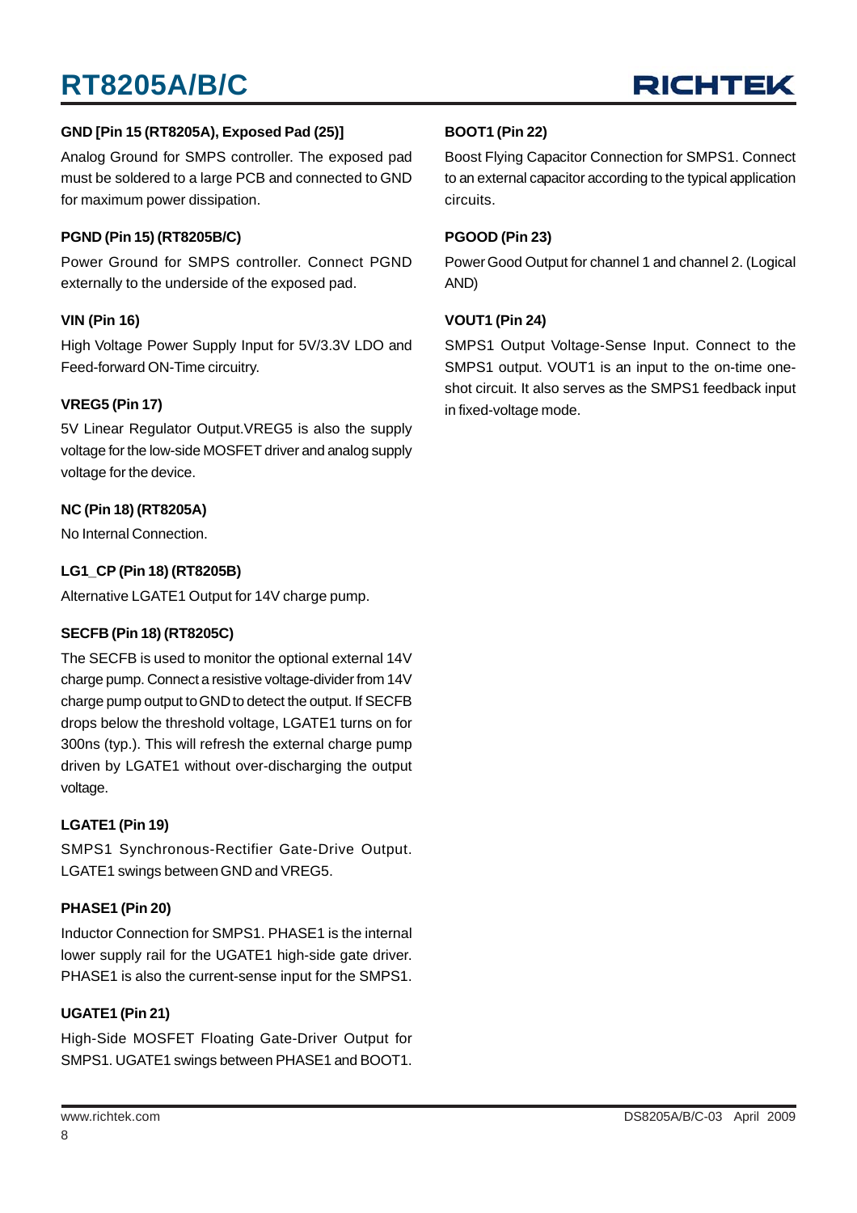**GND [Pin 15 (RT8205A), Exposed Pad (25)]**

Analog Ground for SMPS controller. The exposed pad must be soldered to a large PCB and connected to GND for maximum power dissipation.

**PGND (Pin 15) (RT8205B/C)**

Power Ground for SMPS controller. Connect PGND externally to the underside of the exposed pad.

**VIN (Pin 16)**

High Voltage Power Supply Input for 5V/3.3V LDO and Feed-forward ON-Time circuitry.

**VREG5 (Pin 17)**

5V Linear Regulator Output.VREG5 is also the supply voltage for the low-side MOSFET driver and analog supply voltage for the device.

**NC (Pin 18) (RT8205A)**

No Internal Connection.

**LG1_CP (Pin 18) (RT8205B)**

Alternative LGATE1 Output for 14V charge pump.

**SECFB (Pin 18) (RT8205C)**

The SECFB is used to monitor the optional external 14V charge pump. Connect a resistive voltage-divider from 14V charge pump output to GND to detect the output. If SECFB drops below the threshold voltage, LGATE1 turns on for 300ns (typ.). This will refresh the external charge pump driven by LGATE1 without over-discharging the output voltage.

**LGATE1 (Pin 19)**

SMPS1 Synchronous-Rectifier Gate-Drive Output. LGATE1 swings between GND and VREG5.

**PHASE1 (Pin 20)**

Inductor Connection for SMPS1. PHASE1 is the internal lower supply rail for the UGATE1 high-side gate driver. PHASE1 is also the current-sense input for the SMPS1.

**UGATE1 (Pin 21)**

High-Side MOSFET Floating Gate-Driver Output for SMPS1. UGATE1 swings between PHASE1 and BOOT1.

**BOOT1 (Pin 22)**

Boost Flying Capacitor Connection for SMPS1. Connect to an external capacitor according to the typical application circuits.

**PGOOD (Pin 23)**

Power Good Output for channel 1 and channel 2. (Logical AND)

**VOUT1 (Pin 24)**

SMPS1 Output Voltage-Sense Input. Connect to the SMPS1 output. VOUT1 is an input to the on-time one-shot circuit. It also serves as the SMPS1 feedback input in fixed-voltage mode.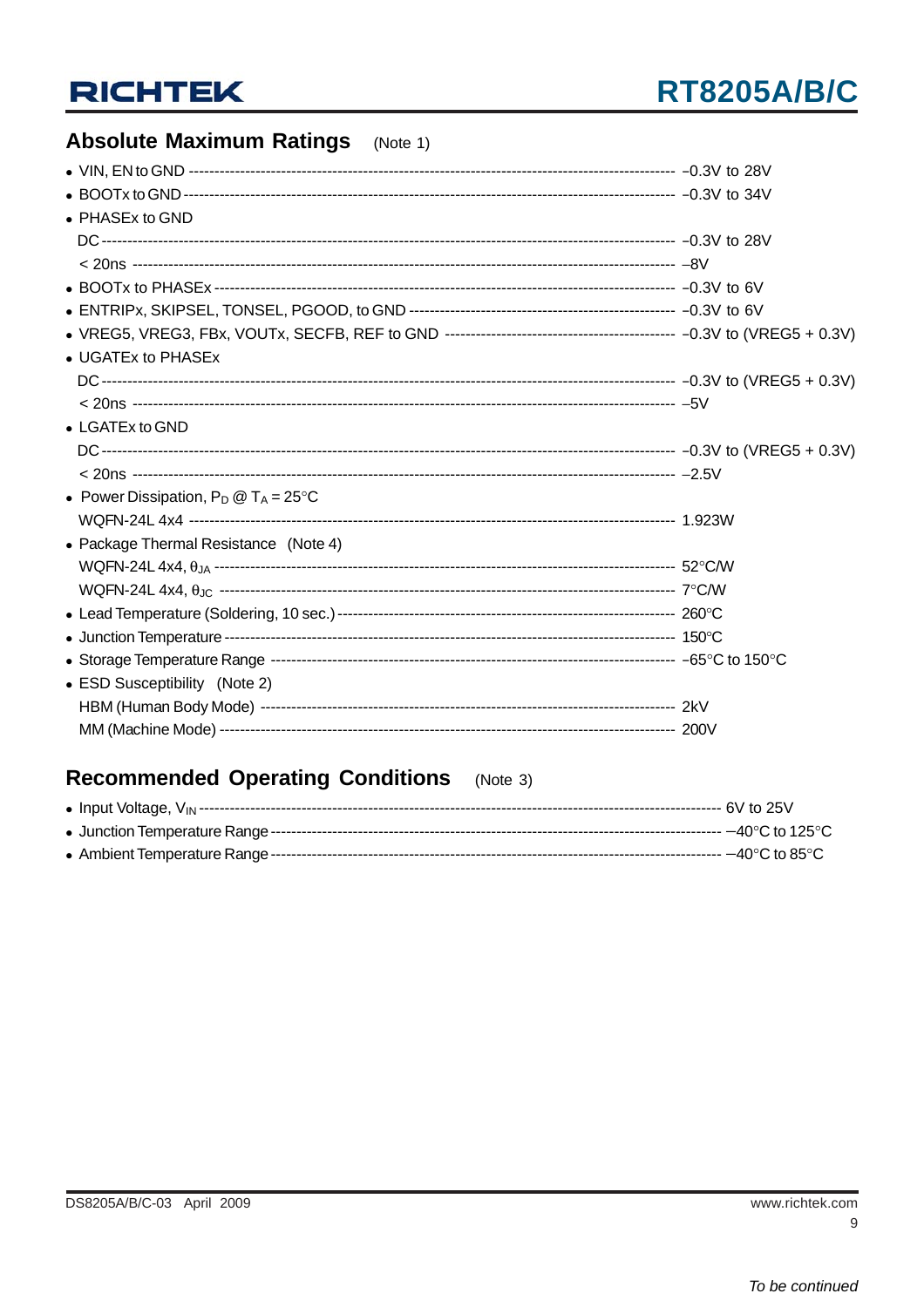## Absolute Maximum Ratings (Note 1)

- VIN, EN to GND ------------------------------------------------ −0.3V to 28V
- BOOTx to GND ------------------------------------------------ −0.3V to 34V
- PHASEx to GND
  DC ------------------------------------------------ −0.3V to 28V
  < 20ns ------------------------------------------------ −8V
- BOOTx to PHASEx ------------------------------------------------ −0.3V to 6V
- ENTRIPx, SKIPSEL, TONSEL, PGOOD, to GND ------------------------------------------------ −0.3V to 6V
- VREG5, VREG3, FBx, VOUTx, SECFB, REF to GND ------------------------------------------------ −0.3V to (VREG5 + 0.3V)
- UGATEx to PHASEx
  DC ------------------------------------------------ −0.3V to (VREG5 + 0.3V)
  < 20ns ------------------------------------------------ −5V
- LGATEx to GND
  DC ------------------------------------------------ −0.3V to (VREG5 + 0.3V)
  < 20ns ------------------------------------------------ −2.5V
- Power Dissipation, $P_D$ @ $T_A$ = 25°C
  WQFN-24L 4x4 ------------------------------------------------ 1.923W
- Package Thermal Resistance (Note 4)
  WQFN-24L 4x4, $\theta_{JA}$ ------------------------------------------------ 52°C/W
  WQFN-24L 4x4, $\theta_{JC}$ ------------------------------------------------ 7°C/W
- Lead Temperature (Soldering, 10 sec.) ------------------------------------------------ 260°C
- Junction Temperature ------------------------------------------------ 150°C
- Storage Temperature Range ------------------------------------------------ −65°C to 150°C
- ESD Susceptibility (Note 2)
  HBM (Human Body Mode) ------------------------------------------------ 2kV
  MM (Machine Mode) ------------------------------------------------ 200V

## Recommended Operating Conditions (Note 3)

- Input Voltage, $V_{IN}$ ------------------------------------------------ 6V to 25V
- Junction Temperature Range ------------------------------------------------ −40°C to 125°C
- Ambient Temperature Range ------------------------------------------------ −40°C to 85°C

*To be continued*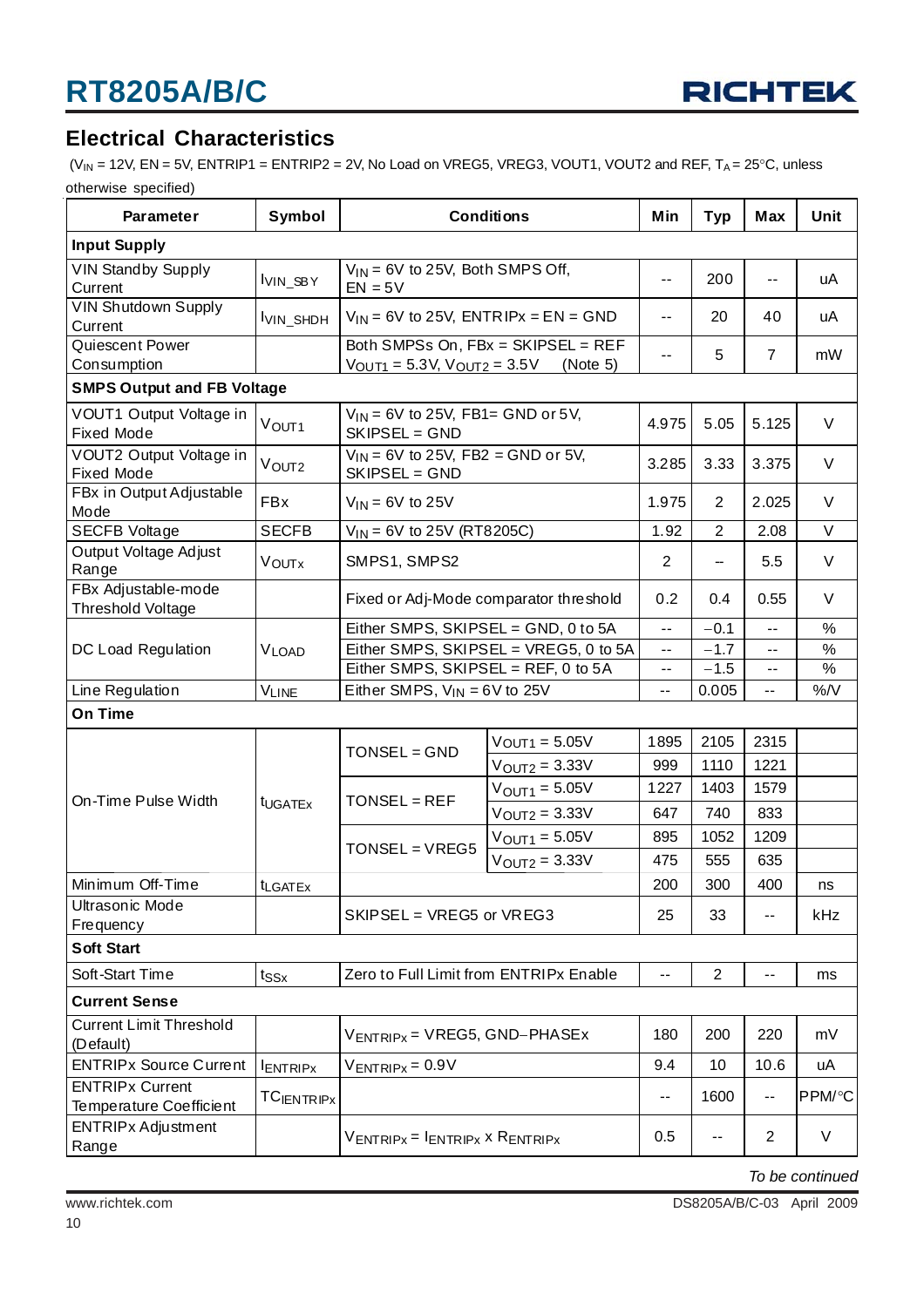## Electrical Characteristics

($V_{IN}$ = 12V, EN = 5V, ENTRIP1 = ENTRIP2 = 2V, No Load on VREG5, VREG3, VOUT1, VOUT2 and REF, $T_A$ = 25°C, unless otherwise specified)

| Parameter | Symbol | Conditions | | Min | Typ | Max | Unit |
|---|---|---|---|---|---|---|---|
| **Input Supply** | | | | | | | |
| VIN Standby Supply Current | $I_{VIN\_SBY}$ | $V_{IN}$ = 6V to 25V, Both SMPS Off, EN = 5V | | -- | 200 | -- | uA |
| VIN Shutdown Supply Current | $I_{VIN\_SHDH}$ | $V_{IN}$ = 6V to 25V, ENTRIPx = EN = GND | | -- | 20 | 40 | uA |
| Quiescent Power Consumption | | Both SMPSs On, FBx = SKIPSEL = REF $V_{OUT1}$ = 5.3V, $V_{OUT2}$ = 3.5V (Note 5) | | -- | 5 | 7 | mW |
| **SMPS Output and FB Voltage** | | | | | | | |
| VOUT1 Output Voltage in Fixed Mode | $V_{OUT1}$ | $V_{IN}$ = 6V to 25V, FB1= GND or 5V, SKIPSEL = GND | | 4.975 | 5.05 | 5.125 | V |
| VOUT2 Output Voltage in Fixed Mode | $V_{OUT2}$ | $V_{IN}$ = 6V to 25V, FB2 = GND or 5V, SKIPSEL = GND | | 3.285 | 3.33 | 3.375 | V |
| FBx in Output Adjustable Mode | FBx | $V_{IN}$ = 6V to 25V | | 1.975 | 2 | 2.025 | V |
| SECFB Voltage | SECFB | $V_{IN}$ = 6V to 25V (RT8205C) | | 1.92 | 2 | 2.08 | V |
| Output Voltage Adjust Range | $V_{OUTx}$ | SMPS1, SMPS2 | | 2 | -- | 5.5 | V |
| FBx Adjustable-mode Threshold Voltage | | Fixed or Adj-Mode comparator threshold | | 0.2 | 0.4 | 0.55 | V |
| DC Load Regulation | $V_{LOAD}$ | Either SMPS, SKIPSEL = GND, 0 to 5A | | -- | −0.1 | -- | % |
| | | Either SMPS, SKIPSEL = VREG5, 0 to 5A | | -- | −1.7 | -- | % |
| | | Either SMPS, SKIPSEL = REF, 0 to 5A | | -- | −1.5 | -- | % |
| Line Regulation | $V_{LINE}$ | Either SMPS, $V_{IN}$ = 6V to 25V | | -- | 0.005 | -- | %/V |
| **On Time** | | | | | | | |
| On-Time Pulse Width | $t_{UGATEx}$ | TONSEL = GND | $V_{OUT1}$ = 5.05V | 1895 | 2105 | 2315 | |
| | | | $V_{OUT2}$ = 3.33V | 999 | 1110 | 1221 | |
| | | TONSEL = REF | $V_{OUT1}$ = 5.05V | 1227 | 1403 | 1579 | |
| | | | $V_{OUT2}$ = 3.33V | 647 | 740 | 833 | |
| | | TONSEL = VREG5 | $V_{OUT1}$ = 5.05V | 895 | 1052 | 1209 | |
| | | | $V_{OUT2}$ = 3.33V | 475 | 555 | 635 | |
| Minimum Off-Time | $t_{LGATEx}$ | | | 200 | 300 | 400 | ns |
| Ultrasonic Mode Frequency | | SKIPSEL = VREG5 or VREG3 | | 25 | 33 | -- | kHz |
| **Soft Start** | | | | | | | |
| Soft-Start Time | $t_{SSx}$ | Zero to Full Limit from ENTRIPx Enable | | -- | 2 | -- | ms |
| **Current Sense** | | | | | | | |
| Current Limit Threshold (Default) | | $V_{ENTRIPx}$ = VREG5, GND−PHASEx | | 180 | 200 | 220 | mV |
| ENTRIPx Source Current | $I_{ENTRIPx}$ | $V_{ENTRIPx}$ = 0.9V | | 9.4 | 10 | 10.6 | uA |
| ENTRIPx Current Temperature Coefficient | $TC_{IENTRIPx}$ | | | -- | 1600 | -- | PPM/°C |
| ENTRIPx Adjustment Range | | $V_{ENTRIPx}$ = $I_{ENTRIPx}$ x $R_{ENTRIPx}$ | | 0.5 | -- | 2 | V |

*To be continued*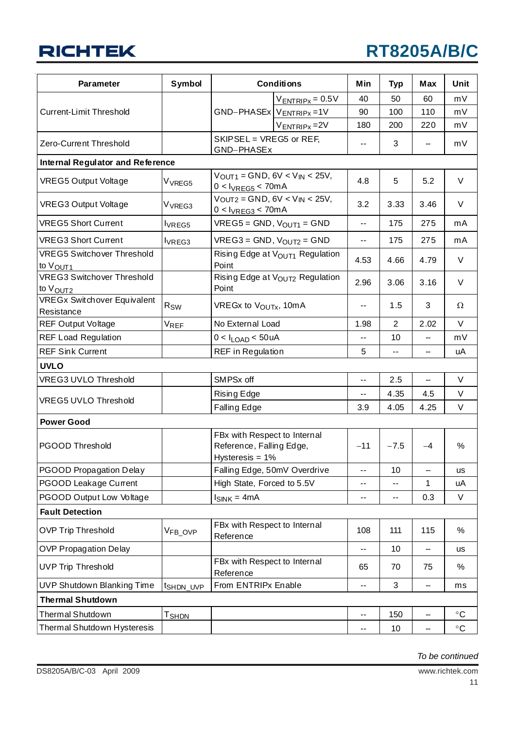| Parameter | Symbol | Conditions | | Min | Typ | Max | Unit |
|---|---|---|---|---|---|---|---|
| Current-Limit Threshold | | GND−PHASEx | $V_{ENTRIPx}$ = 0.5V | 40 | 50 | 60 | mV |
| | | | $V_{ENTRIPx}$ = 1V | 90 | 100 | 110 | mV |
| | | | $V_{ENTRIPx}$ = 2V | 180 | 200 | 220 | mV |
| Zero-Current Threshold | | SKIPSEL = VREG5 or REF, GND−PHASEx | | -- | 3 | -- | mV |
| **Internal Regulator and Reference** | | | | | | | |
| VREG5 Output Voltage | $V_{VREG5}$ | $V_{OUT1}$ = GND, 6V < $V_{IN}$ < 25V, 0 < $I_{VREG5}$ < 70mA | | 4.8 | 5 | 5.2 | V |
| VREG3 Output Voltage | $V_{VREG3}$ | $V_{OUT2}$ = GND, 6V < $V_{IN}$ < 25V, 0 < $I_{VREG3}$ < 70mA | | 3.2 | 3.33 | 3.46 | V |
| VREG5 Short Current | $I_{VREG5}$ | VREG5 = GND, $V_{OUT1}$ = GND | | -- | 175 | 275 | mA |
| VREG3 Short Current | $I_{VREG3}$ | VREG3 = GND, $V_{OUT2}$ = GND | | -- | 175 | 275 | mA |
| VREG5 Switchover Threshold to $V_{OUT1}$ | | Rising Edge at $V_{OUT1}$ Regulation Point | | 4.53 | 4.66 | 4.79 | V |
| VREG3 Switchover Threshold to $V_{OUT2}$ | | Rising Edge at $V_{OUT2}$ Regulation Point | | 2.96 | 3.06 | 3.16 | V |
| VREGx Switchover Equivalent Resistance | $R_{SW}$ | VREGx to $V_{OUTx}$, 10mA | | -- | 1.5 | 3 | Ω |
| REF Output Voltage | $V_{REF}$ | No External Load | | 1.98 | 2 | 2.02 | V |
| REF Load Regulation | | 0 < $I_{LOAD}$ < 50uA | | -- | 10 | -- | mV |
| REF Sink Current | | REF in Regulation | | 5 | -- | -- | uA |
| **UVLO** | | | | | | | |
| VREG3 UVLO Threshold | | SMPSx off | | -- | 2.5 | -- | V |
| VREG5 UVLO Threshold | | Rising Edge | | -- | 4.35 | 4.5 | V |
| | | Falling Edge | | 3.9 | 4.05 | 4.25 | V |
| **Power Good** | | | | | | | |
| PGOOD Threshold | | FBx with Respect to Internal Reference, Falling Edge, Hysteresis = 1% | | −11 | −7.5 | −4 | % |
| PGOOD Propagation Delay | | Falling Edge, 50mV Overdrive | | -- | 10 | -- | us |
| PGOOD Leakage Current | | High State, Forced to 5.5V | | -- | -- | 1 | uA |
| PGOOD Output Low Voltage | | $I_{SINK}$ = 4mA | | -- | -- | 0.3 | V |
| **Fault Detection** | | | | | | | |
| OVP Trip Threshold | $V_{FB\_OVP}$ | FBx with Respect to Internal Reference | | 108 | 111 | 115 | % |
| OVP Propagation Delay | | | | -- | 10 | -- | us |
| UVP Trip Threshold | | FBx with Respect to Internal Reference | | 65 | 70 | 75 | % |
| UVP Shutdown Blanking Time | $t_{SHDN\_UVP}$ | From ENTRIPx Enable | | -- | 3 | -- | ms |
| **Thermal Shutdown** | | | | | | | |
| Thermal Shutdown | $T_{SHDN}$ | | | -- | 150 | -- | °C |
| Thermal Shutdown Hysteresis | | | | -- | 10 | -- | °C |

*To be continued*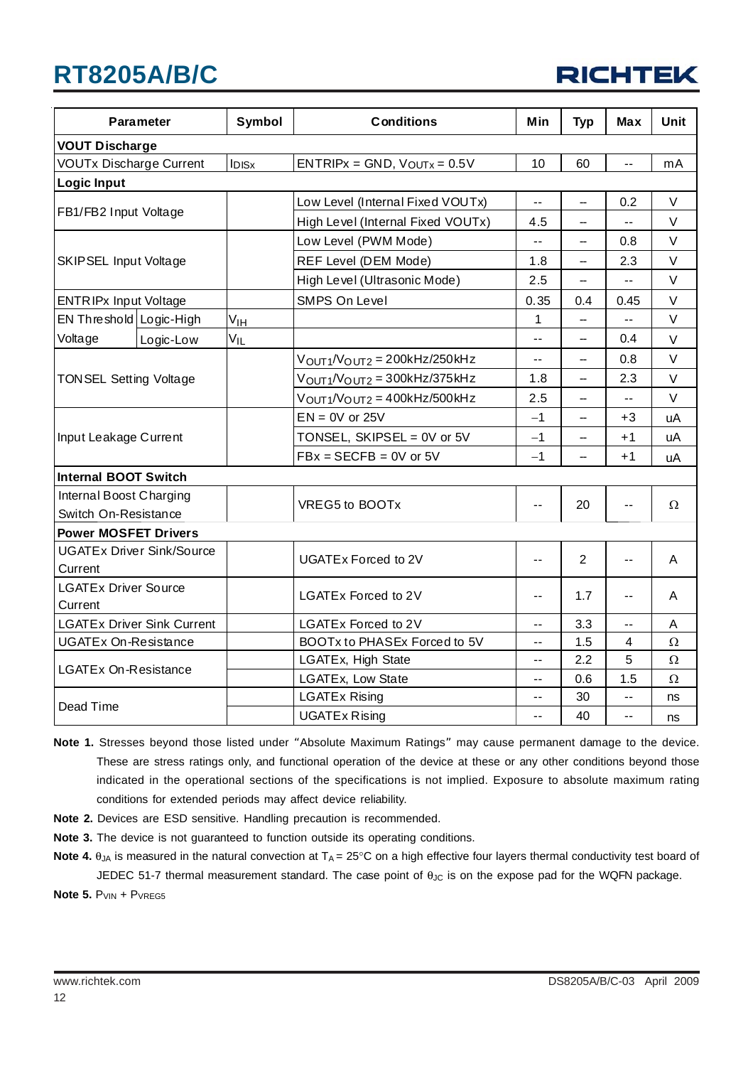| Parameter | | Symbol | Conditions | Min | Typ | Max | Unit |
|---|---|---|---|---|---|---|---|
| **VOUT Discharge** | | | | | | | |
| VOUTx Discharge Current | | $I_{DISx}$ | ENTRIPx = GND, $V_{OUTx}$ = 0.5V | 10 | 60 | -- | mA |
| **Logic Input** | | | | | | | |
| FB1/FB2 Input Voltage | | | Low Level (Internal Fixed VOUTx) | -- | -- | 0.2 | V |
| | | | High Level (Internal Fixed VOUTx) | 4.5 | -- | -- | V |
| SKIPSEL Input Voltage | | | Low Level (PWM Mode) | -- | -- | 0.8 | V |
| | | | REF Level (DEM Mode) | 1.8 | -- | 2.3 | V |
| | | | High Level (Ultrasonic Mode) | 2.5 | -- | -- | V |
| ENTRIPx Input Voltage | | | SMPS On Level | 0.35 | 0.4 | 0.45 | V |
| EN Threshold Voltage | Logic-High | $V_{IH}$ | | 1 | -- | -- | V |
| | Logic-Low | $V_{IL}$ | | -- | -- | 0.4 | V |
| TONSEL Setting Voltage | | | $V_{OUT1}/V_{OUT2}$ = 200kHz/250kHz | -- | -- | 0.8 | V |
| | | | $V_{OUT1}/V_{OUT2}$ = 300kHz/375kHz | 1.8 | -- | 2.3 | V |
| | | | $V_{OUT1}/V_{OUT2}$ = 400kHz/500kHz | 2.5 | -- | -- | V |
| Input Leakage Current | | | EN = 0V or 25V | −1 | -- | +3 | uA |
| | | | TONSEL, SKIPSEL = 0V or 5V | −1 | -- | +1 | uA |
| | | | FBx = SECFB = 0V or 5V | −1 | -- | +1 | uA |
| **Internal BOOT Switch** | | | | | | | |
| Internal Boost Charging Switch On-Resistance | | | VREG5 to BOOTx | -- | 20 | -- | Ω |
| **Power MOSFET Drivers** | | | | | | | |
| UGATEx Driver Sink/Source Current | | | UGATEx Forced to 2V | -- | 2 | -- | A |
| LGATEx Driver Source Current | | | LGATEx Forced to 2V | -- | 1.7 | -- | A |
| LGATEx Driver Sink Current | | | LGATEx Forced to 2V | -- | 3.3 | -- | A |
| UGATEx On-Resistance | | | BOOTx to PHASEx Forced to 5V | -- | 1.5 | 4 | Ω |
| LGATEx On-Resistance | | | LGATEx, High State | -- | 2.2 | 5 | Ω |
| | | | LGATEx, Low State | -- | 0.6 | 1.5 | Ω |
| Dead Time | | | LGATEx Rising | -- | 30 | -- | ns |
| | | | UGATEx Rising | -- | 40 | -- | ns |

**Note 1.** Stresses beyond those listed under "Absolute Maximum Ratings" may cause permanent damage to the device. These are stress ratings only, and functional operation of the device at these or any other conditions beyond those indicated in the operational sections of the specifications is not implied. Exposure to absolute maximum rating conditions for extended periods may affect device reliability.

**Note 2.** Devices are ESD sensitive. Handling precaution is recommended.

**Note 3.** The device is not guaranteed to function outside its operating conditions.

**Note 4.** $\theta_{JA}$ is measured in the natural convection at $T_A$ = 25°C on a high effective four layers thermal conductivity test board of JEDEC 51-7 thermal measurement standard. The case point of $\theta_{JC}$ is on the expose pad for the WQFN package.

**Note 5.** $P_{VIN}$ + $P_{VREG5}$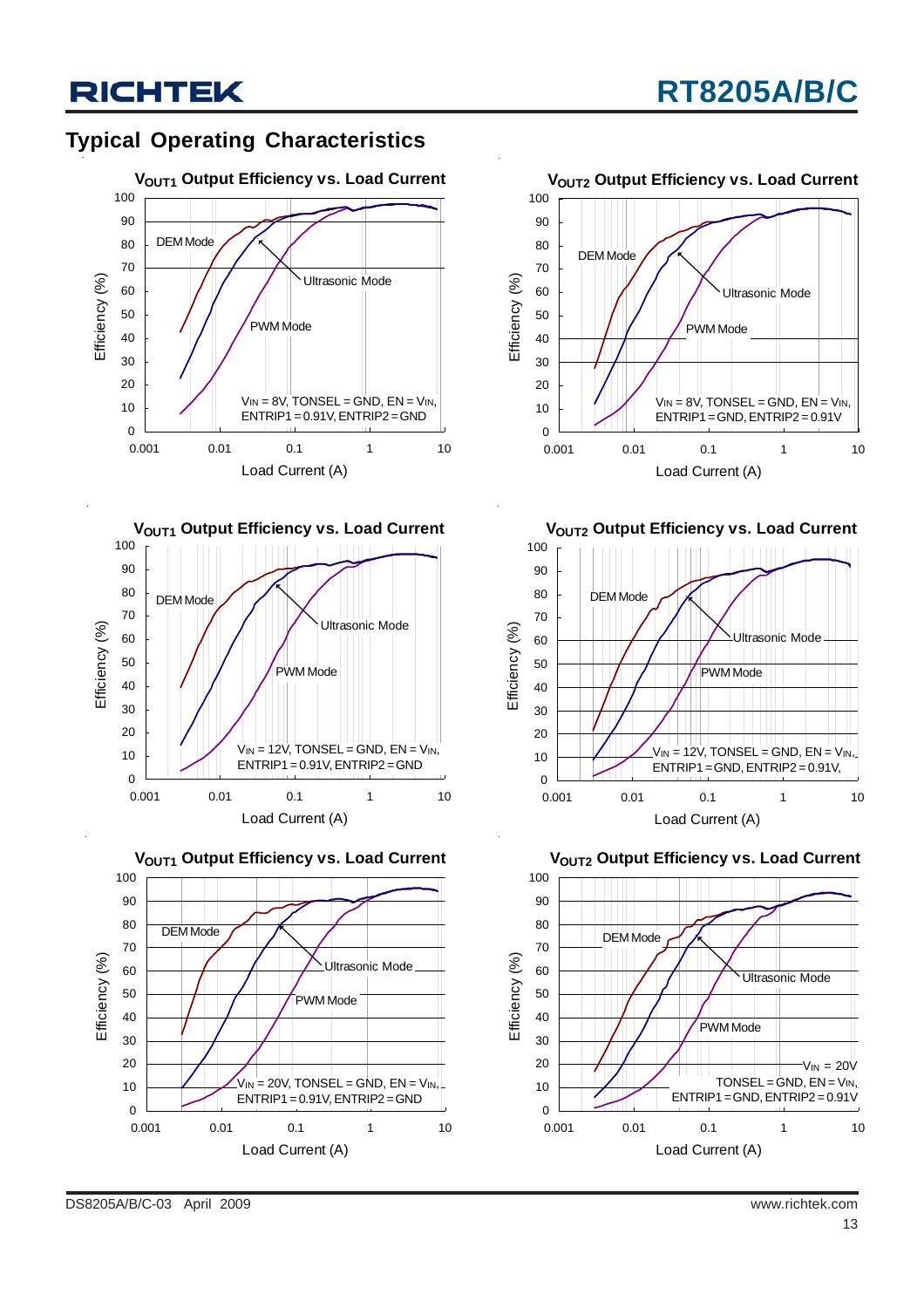## Typical Operating Characteristics

**$V_{OUT1}$ Output Efficiency vs. Load Current**

Efficiency (%) vs. Load Current (A) — DEM Mode, Ultrasonic Mode, PWM Mode

$V_{IN}$ = 8V, TONSEL = GND, EN = $V_{IN}$, ENTRIP1 = 0.91V, ENTRIP2 = GND

**$V_{OUT2}$ Output Efficiency vs. Load Current**

Efficiency (%) vs. Load Current (A) — DEM Mode, Ultrasonic Mode, PWM Mode

$V_{IN}$ = 8V, TONSEL = GND, EN = $V_{IN}$, ENTRIP1 = GND, ENTRIP2 = 0.91V

**$V_{OUT1}$ Output Efficiency vs. Load Current**

Efficiency (%) vs. Load Current (A) — DEM Mode, Ultrasonic Mode, PWM Mode

$V_{IN}$ = 12V, TONSEL = GND, EN = $V_{IN}$, ENTRIP1 = 0.91V, ENTRIP2 = GND

**$V_{OUT2}$ Output Efficiency vs. Load Current**

Efficiency (%) vs. Load Current (A) — DEM Mode, Ultrasonic Mode, PWM Mode

$V_{IN}$ = 12V, TONSEL = GND, EN = $V_{IN}$, ENTRIP1 = GND, ENTRIP2 = 0.91V,

**$V_{OUT1}$ Output Efficiency vs. Load Current**

Efficiency (%) vs. Load Current (A) — DEM Mode, Ultrasonic Mode, PWM Mode

$V_{IN}$ = 20V, TONSEL = GND, EN = $V_{IN}$, ENTRIP1 = 0.91V, ENTRIP2 = GND

**$V_{OUT2}$ Output Efficiency vs. Load Current**

Efficiency (%) vs. Load Current (A) — DEM Mode, Ultrasonic Mode, PWM Mode

$V_{IN}$ = 20V, TONSEL = GND, EN = $V_{IN}$, ENTRIP1 = GND, ENTRIP2 = 0.91V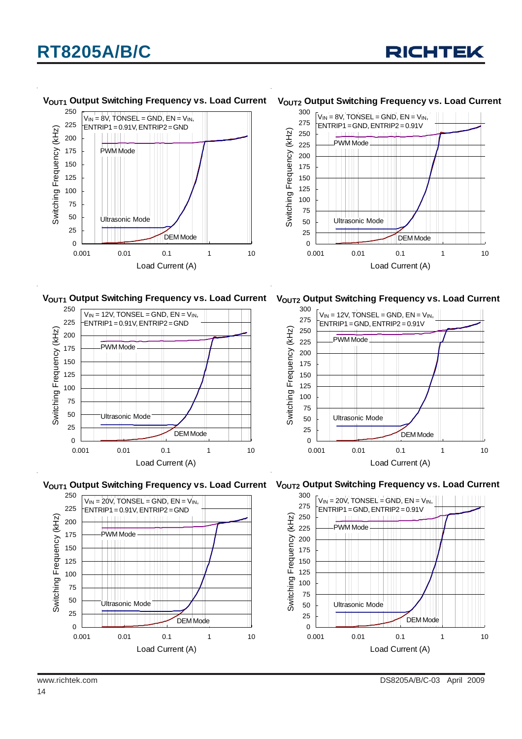### $V_{OUT1}$ Output Switching Frequency vs. Load Current

$V_{IN}$ = 8V, TONSEL = GND, EN = $V_{IN}$, ENTRIP1 = 0.91V, ENTRIP2 = GND

PWM Mode

Ultrasonic Mode

DEM Mode

Switching Frequency (kHz)

Load Current (A)

### $V_{OUT2}$ Output Switching Frequency vs. Load Current

$V_{IN}$ = 8V, TONSEL = GND, EN = $V_{IN}$, ENTRIP1 = GND, ENTRIP2 = 0.91V

PWM Mode

Ultrasonic Mode

DEM Mode

Switching Frequency (kHz)

Load Current (A)

### $V_{OUT1}$ Output Switching Frequency vs. Load Current

$V_{IN}$ = 12V, TONSEL = GND, EN = $V_{IN}$, ENTRIP1 = 0.91V, ENTRIP2 = GND

PWM Mode

Ultrasonic Mode

DEM Mode

Switching Frequency (kHz)

Load Current (A)

### $V_{OUT2}$ Output Switching Frequency vs. Load Current

$V_{IN}$ = 12V, TONSEL = GND, EN = $V_{IN}$, ENTRIP1 = GND, ENTRIP2 = 0.91V

PWM Mode

Ultrasonic Mode

DEM Mode

Switching Frequency (kHz)

Load Current (A)

### $V_{OUT1}$ Output Switching Frequency vs. Load Current

$V_{IN}$ = 20V, TONSEL = GND, EN = $V_{IN}$, ENTRIP1 = 0.91V, ENTRIP2 = GND

PWM Mode

Ultrasonic Mode

DEM Mode

Switching Frequency (kHz)

Load Current (A)

### $V_{OUT2}$ Output Switching Frequency vs. Load Current

$V_{IN}$ = 20V, TONSEL = GND, EN = $V_{IN}$, ENTRIP1 = GND, ENTRIP2 = 0.91V

PWM Mode

Ultrasonic Mode

DEM Mode

Switching Frequency (kHz)

Load Current (A)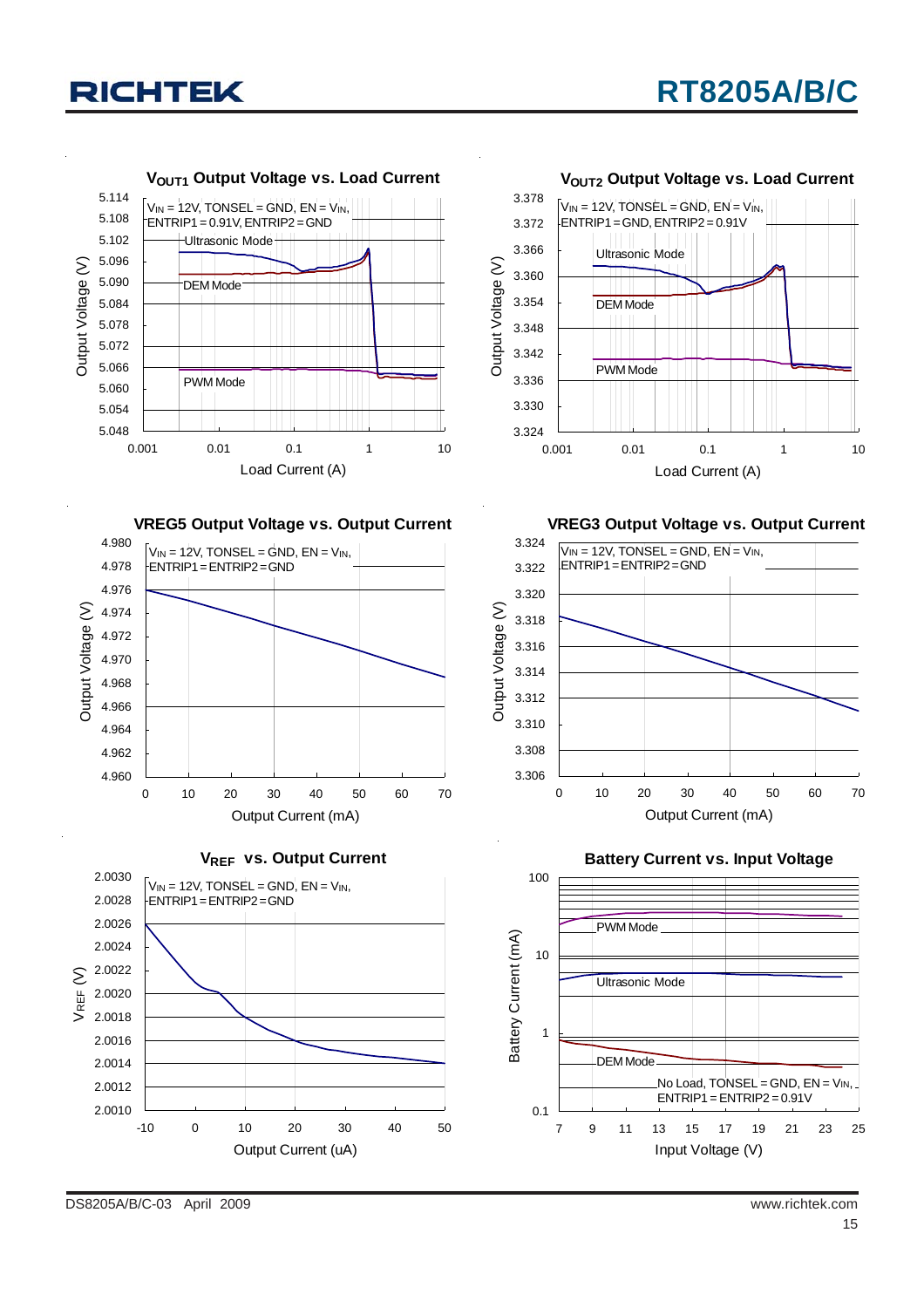**$V_{OUT1}$ Output Voltage vs. Load Current**

$V_{IN}$ = 12V, TONSEL = GND, EN = $V_{IN}$, ENTRIP1 = 0.91V, ENTRIP2 = GND

Ultrasonic Mode

DEM Mode

PWM Mode

Output Voltage (V): 5.114, 5.108, 5.102, 5.096, 5.090, 5.084, 5.078, 5.072, 5.066, 5.060, 5.054, 5.048

Load Current (A): 0.001, 0.01, 0.1, 1, 10

**$V_{OUT2}$ Output Voltage vs. Load Current**

$V_{IN}$ = 12V, TONSEL = GND, EN = $V_{IN}$, ENTRIP1 = GND, ENTRIP2 = 0.91V

Ultrasonic Mode

DEM Mode

PWM Mode

Output Voltage (V): 3.378, 3.372, 3.366, 3.360, 3.354, 3.348, 3.342, 3.336, 3.330, 3.324

Load Current (A): 0.001, 0.01, 0.1, 1, 10

**VREG5 Output Voltage vs. Output Current**

$V_{IN}$ = 12V, TONSEL = GND, EN = $V_{IN}$, ENTRIP1 = ENTRIP2 = GND

Output Voltage (V): 4.980, 4.978, 4.976, 4.974, 4.972, 4.970, 4.968, 4.966, 4.964, 4.962, 4.960

Output Current (mA): 0, 10, 20, 30, 40, 50, 60, 70

**VREG3 Output Voltage vs. Output Current**

$V_{IN}$ = 12V, TONSEL = GND, EN = $V_{IN}$, ENTRIP1 = ENTRIP2 = GND

Output Voltage (V): 3.324, 3.322, 3.320, 3.318, 3.316, 3.314, 3.312, 3.310, 3.308, 3.306

Output Current (mA): 0, 10, 20, 30, 40, 50, 60, 70

**$V_{REF}$ vs. Output Current**

$V_{IN}$ = 12V, TONSEL = GND, EN = $V_{IN}$, ENTRIP1 = ENTRIP2 = GND

$V_{REF}$ (V): 2.0030, 2.0028, 2.0026, 2.0024, 2.0022, 2.0020, 2.0018, 2.0016, 2.0014, 2.0012, 2.0010

Output Current (uA): -10, 0, 10, 20, 30, 40, 50

**Battery Current vs. Input Voltage**

PWM Mode

Ultrasonic Mode

DEM Mode

No Load, TONSEL = GND, EN = $V_{IN}$, ENTRIP1 = ENTRIP2 = 0.91V

Battery Current (mA): 100, 10, 1, 0.1

Input Voltage (V): 7, 9, 11, 13, 15, 17, 19, 21, 23, 25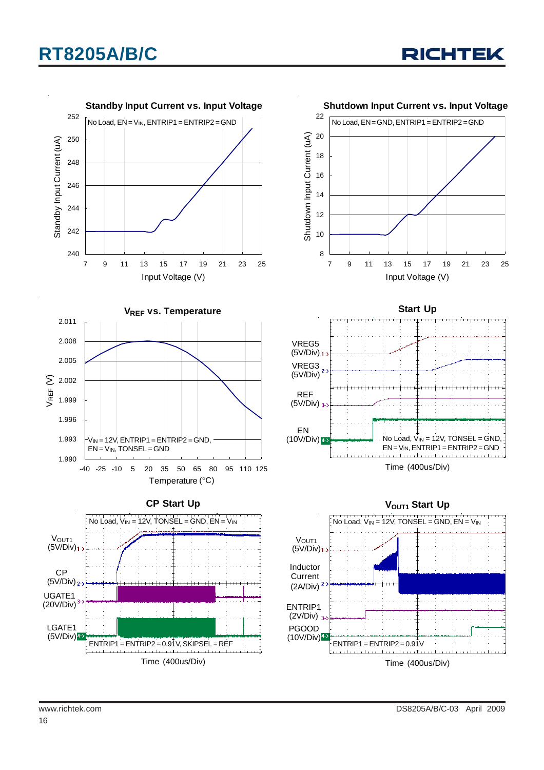### Standby Input Current vs. Input Voltage

No Load, EN = $V_{IN}$, ENTRIP1 = ENTRIP2 = GND

Standby Input Current (uA): 240, 242, 244, 246, 248, 250, 252

Input Voltage (V): 7, 9, 11, 13, 15, 17, 19, 21, 23, 25

### Shutdown Input Current vs. Input Voltage

No Load, EN = GND, ENTRIP1 = ENTRIP2 = GND

Shutdown Input Current (uA): 8, 10, 12, 14, 16, 18, 20, 22

Input Voltage (V): 7, 9, 11, 13, 15, 17, 19, 21, 23, 25

### $V_{REF}$ vs. Temperature

$V_{IN}$ = 12V, ENTRIP1 = ENTRIP2 = GND, EN = $V_{IN}$, TONSEL = GND

$V_{REF}$ (V): 1.990, 1.993, 1.996, 1.999, 2.002, 2.005, 2.008, 2.011

Temperature (°C): -40, -25, -10, 5, 20, 35, 50, 65, 80, 95, 110, 125

### Start Up

VREG5 (5V/Div), VREG3 (5V/Div), REF (5V/Div), EN (10V/Div)

No Load, $V_{IN}$ = 12V, TONSEL = GND, EN = $V_{IN}$, ENTRIP1 = ENTRIP2 = GND

Time (400us/Div)

### CP Start Up

No Load, $V_{IN}$ = 12V, TONSEL = GND, EN = $V_{IN}$

$V_{OUT1}$ (5V/Div), CP (5V/Div), UGATE1 (20V/Div), LGATE1 (5V/Div)

ENTRIP1 = ENTRIP2 = 0.91V, SKIPSEL = REF

Time (400us/Div)

### $V_{OUT1}$ Start Up

No Load, $V_{IN}$ = 12V, TONSEL = GND, EN = $V_{IN}$

$V_{OUT1}$ (5V/Div), Inductor Current (2A/Div), ENTRIP1 (2V/Div), PGOOD (10V/Div)

ENTRIP1 = ENTRIP2 = 0.91V

Time (400us/Div)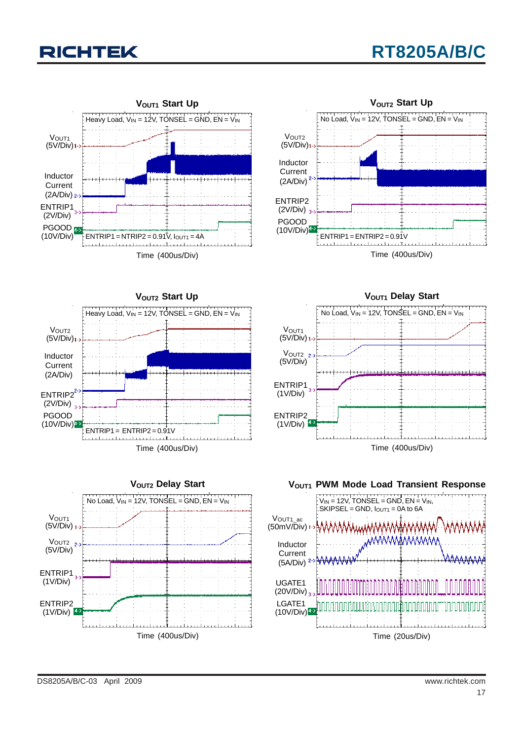### $V_{OUT1}$ Start Up

Heavy Load, $V_{IN}$ = 12V, TONSEL = GND, EN = $V_{IN}$

$V_{OUT1}$ (5V/Div)

Inductor Current (2A/Div)

ENTRIP1 (2V/Div)

PGOOD (10V/Div)

ENTRIP1 = NTRIP2 = 0.91V, $I_{OUT1}$ = 4A

Time (400us/Div)

### $V_{OUT2}$ Start Up

No Load, $V_{IN}$ = 12V, TONSEL = GND, EN = $V_{IN}$

$V_{OUT2}$ (5V/Div)

Inductor Current (2A/Div)

ENTRIP2 (2V/Div)

PGOOD (10V/Div)

ENTRIP1 = ENTRIP2 = 0.91V

Time (400us/Div)

### $V_{OUT2}$ Start Up

Heavy Load, $V_{IN}$ = 12V, TONSEL = GND, EN = $V_{IN}$

$V_{OUT2}$ (5V/Div)

Inductor Current (2A/Div)

ENTRIP2 (2V/Div)

PGOOD (10V/Div)

ENTRIP1 = ENTRIP2 = 0.91V

Time (400us/Div)

### $V_{OUT1}$ Delay Start

No Load, $V_{IN}$ = 12V, TONSEL = GND, EN = $V_{IN}$

$V_{OUT1}$ (5V/Div)

$V_{OUT2}$ (5V/Div)

ENTRIP1 (1V/Div)

ENTRIP2 (1V/Div)

Time (400us/Div)

### $V_{OUT2}$ Delay Start

No Load, $V_{IN}$ = 12V, TONSEL = GND, EN = $V_{IN}$

$V_{OUT1}$ (5V/Div)

$V_{OUT2}$ (5V/Div)

ENTRIP1 (1V/Div)

ENTRIP2 (1V/Div)

Time (400us/Div)

### $V_{OUT1}$ PWM Mode Load Transient Response

$V_{IN}$ = 12V, TONSEL = GND, EN = $V_{IN}$, SKIPSEL = GND, $I_{OUT1}$ = 0A to 6A

$V_{OUT1\_ac}$ (50mV/Div)

Inductor Current (5A/Div)

UGATE1 (20V/Div)

LGATE1 (10V/Div)

Time (20us/Div)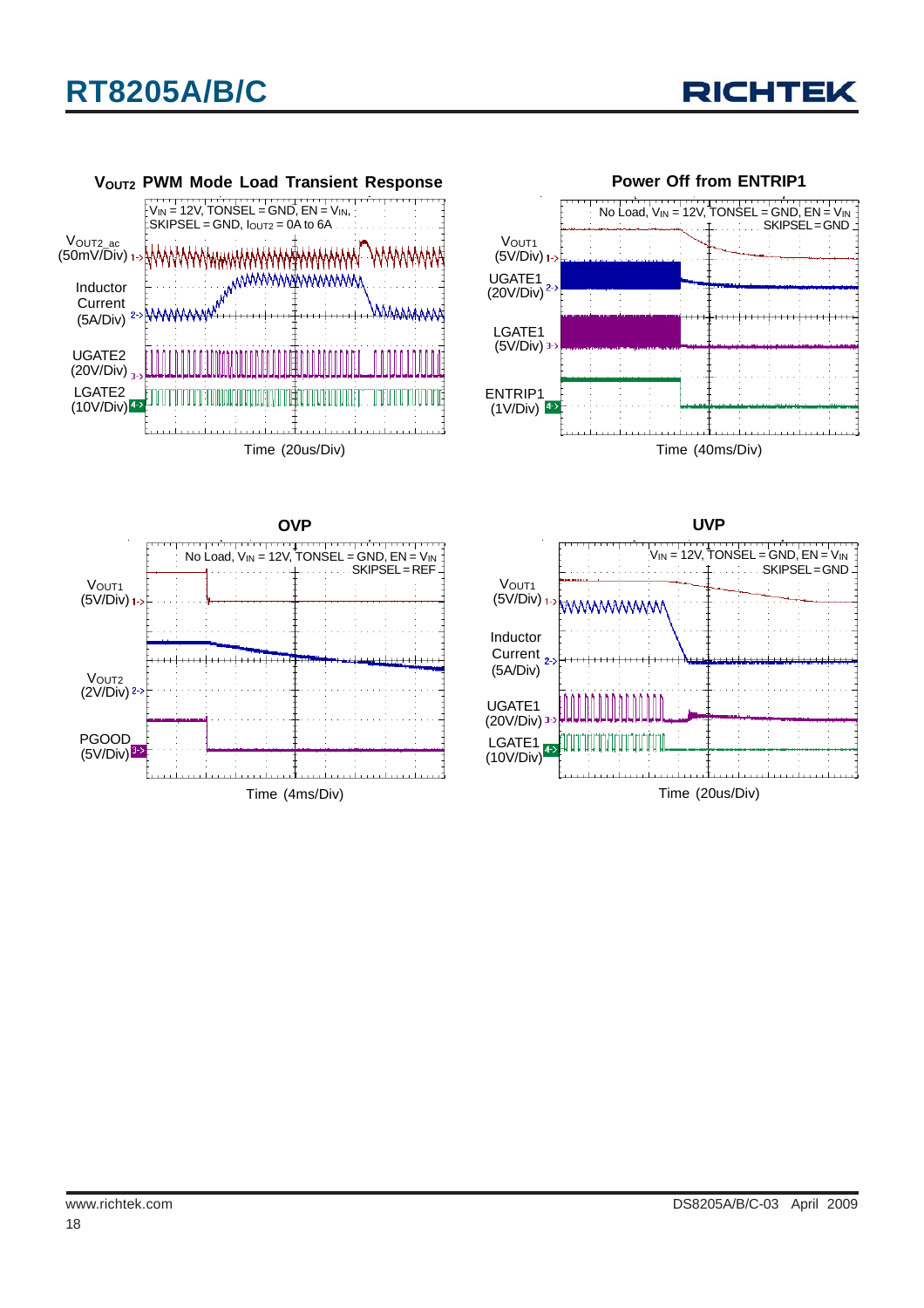### $V_{OUT2}$ PWM Mode Load Transient Response

$V_{IN}$ = 12V, TONSEL = GND, EN = $V_{IN}$, SKIPSEL = GND, $I_{OUT2}$ = 0A to 6A

$V_{OUT2\_ac}$ (50mV/Div)

Inductor Current (5A/Div)

UGATE2 (20V/Div)

LGATE2 (10V/Div)

Time (20us/Div)

### Power Off from ENTRIP1

No Load, $V_{IN}$ = 12V, TONSEL = GND, EN = $V_{IN}$ SKIPSEL = GND

$V_{OUT1}$ (5V/Div)

UGATE1 (20V/Div)

LGATE1 (5V/Div)

ENTRIP1 (1V/Div)

Time (40ms/Div)

### OVP

No Load, $V_{IN}$ = 12V, TONSEL = GND, EN = $V_{IN}$ SKIPSEL = REF

$V_{OUT1}$ (5V/Div)

$V_{OUT2}$ (2V/Div)

PGOOD (5V/Div)

Time (4ms/Div)

### UVP

$V_{IN}$ = 12V, TONSEL = GND, EN = $V_{IN}$ SKIPSEL = GND

$V_{OUT1}$ (5V/Div)

Inductor Current (5A/Div)

UGATE1 (20V/Div)

LGATE1 (10V/Div)

Time (20us/Div)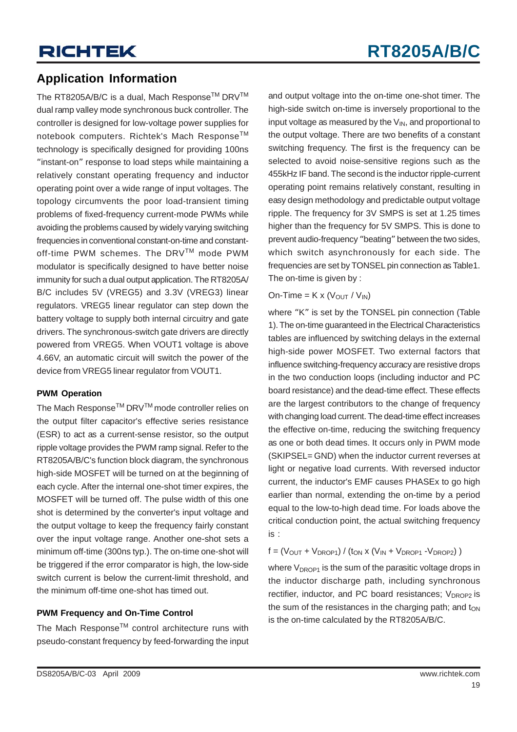## Application Information

The RT8205A/B/C is a dual, Mach Response$^{TM}$ DRV$^{TM}$ dual ramp valley mode synchronous buck controller. The controller is designed for low-voltage power supplies for notebook computers. Richtek's Mach Response$^{TM}$ technology is specifically designed for providing 100ns "instant-on" response to load steps while maintaining a relatively constant operating frequency and inductor operating point over a wide range of input voltages. The topology circumvents the poor load-transient timing problems of fixed-frequency current-mode PWMs while avoiding the problems caused by widely varying switching frequencies in conventional constant-on-time and constant-off-time PWM schemes. The DRV$^{TM}$ mode PWM modulator is specifically designed to have better noise immunity for such a dual output application. The RT8205A/B/C includes 5V (VREG5) and 3.3V (VREG3) linear regulators. VREG5 linear regulator can step down the battery voltage to supply both internal circuitry and gate drivers. The synchronous-switch gate drivers are directly powered from VREG5. When VOUT1 voltage is above 4.66V, an automatic circuit will switch the power of the device from VREG5 linear regulator from VOUT1.

### PWM Operation

The Mach Response$^{TM}$ DRV$^{TM}$ mode controller relies on the output filter capacitor's effective series resistance (ESR) to act as a current-sense resistor, so the output ripple voltage provides the PWM ramp signal. Refer to the RT8205A/B/C's function block diagram, the synchronous high-side MOSFET will be turned on at the beginning of each cycle. After the internal one-shot timer expires, the MOSFET will be turned off. The pulse width of this one shot is determined by the converter's input voltage and the output voltage to keep the frequency fairly constant over the input voltage range. Another one-shot sets a minimum off-time (300ns typ.). The on-time one-shot will be triggered if the error comparator is high, the low-side switch current is below the current-limit threshold, and the minimum off-time one-shot has timed out.

### PWM Frequency and On-Time Control

The Mach Response$^{TM}$ control architecture runs with pseudo-constant frequency by feed-forwarding the input and output voltage into the on-time one-shot timer. The high-side switch on-time is inversely proportional to the input voltage as measured by the $V_{IN}$, and proportional to the output voltage. There are two benefits of a constant switching frequency. The first is the frequency can be selected to avoid noise-sensitive regions such as the 455kHz IF band. The second is the inductor ripple-current operating point remains relatively constant, resulting in easy design methodology and predictable output voltage ripple. The frequency for 3V SMPS is set at 1.25 times higher than the frequency for 5V SMPS. This is done to prevent audio-frequency "beating" between the two sides, which switch asynchronously for each side. The frequencies are set by TONSEL pin connection as Table1. The on-time is given by :

$$\text{On-Time} = K \times (V_{OUT} / V_{IN})$$

where "K" is set by the TONSEL pin connection (Table 1). The on-time guaranteed in the Electrical Characteristics tables are influenced by switching delays in the external high-side power MOSFET. Two external factors that influence switching-frequency accuracy are resistive drops in the two conduction loops (including inductor and PC board resistance) and the dead-time effect. These effects are the largest contributors to the change of frequency with changing load current. The dead-time effect increases the effective on-time, reducing the switching frequency as one or both dead times. It occurs only in PWM mode (SKIPSEL= GND) when the inductor current reverses at light or negative load currents. With reversed inductor current, the inductor's EMF causes PHASEx to go high earlier than normal, extending the on-time by a period equal to the low-to-high dead time. For loads above the critical conduction point, the actual switching frequency is :

$$f = (V_{OUT} + V_{DROP1}) / (t_{ON} \times (V_{IN} + V_{DROP1} - V_{DROP2}))$$

where $V_{DROP1}$ is the sum of the parasitic voltage drops in the inductor discharge path, including synchronous rectifier, inductor, and PC board resistances; $V_{DROP2}$ is the sum of the resistances in the charging path; and $t_{ON}$ is the on-time calculated by the RT8205A/B/C.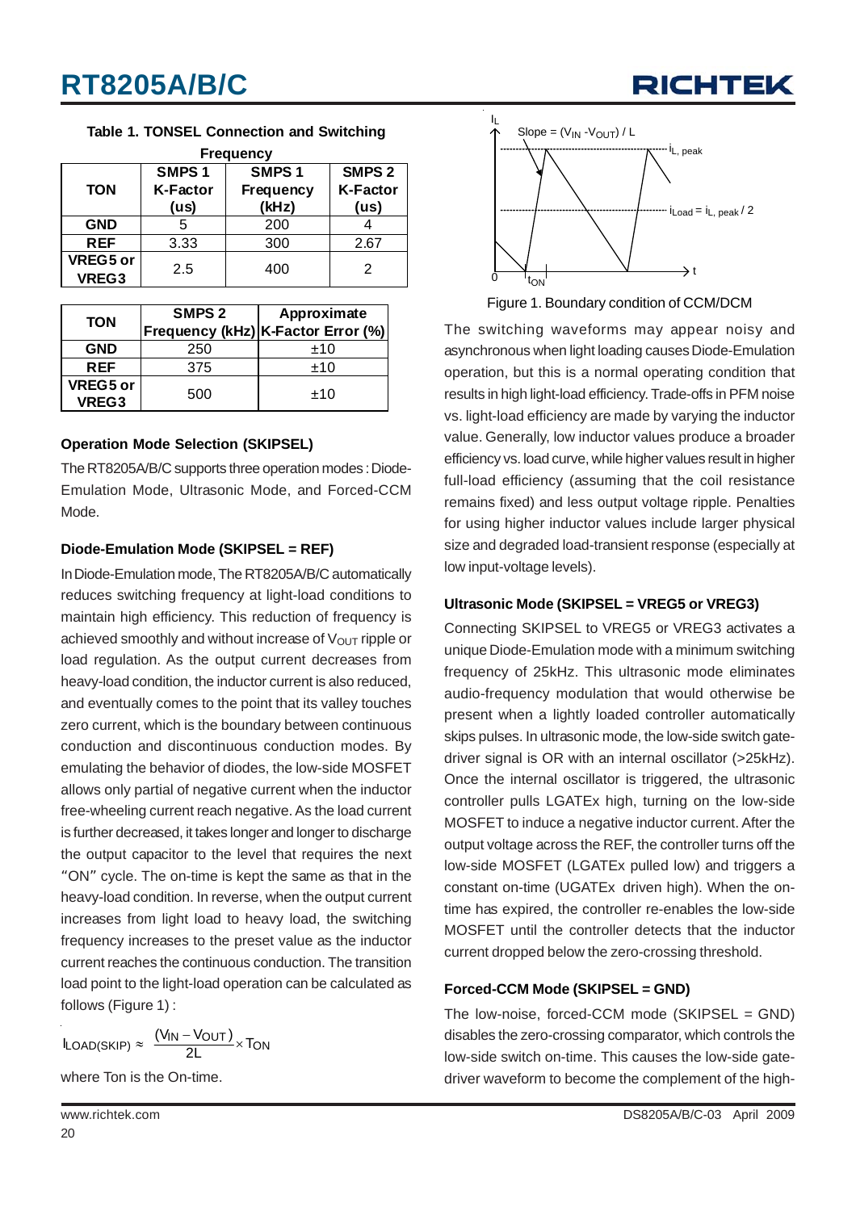Table 1. TONSEL Connection and Switching Frequency

| TON | SMPS 1 K-Factor (us) | SMPS 1 Frequency (kHz) | SMPS 2 K-Factor (us) |
|---|---|---|---|
| GND | 5 | 200 | 4 |
| REF | 3.33 | 300 | 2.67 |
| VREG5 or VREG3 | 2.5 | 400 | 2 |

| TON | SMPS 2 Frequency (kHz) | Approximate K-Factor Error (%) |
|---|---|---|
| GND | 250 | ±10 |
| REF | 375 | ±10 |
| VREG5 or VREG3 | 500 | ±10 |

### Operation Mode Selection (SKIPSEL)

The RT8205A/B/C supports three operation modes : Diode-Emulation Mode, Ultrasonic Mode, and Forced-CCM Mode.

### Diode-Emulation Mode (SKIPSEL = REF)

In Diode-Emulation mode, The RT8205A/B/C automatically reduces switching frequency at light-load conditions to maintain high efficiency. This reduction of frequency is achieved smoothly and without increase of $V_{OUT}$ ripple or load regulation. As the output current decreases from heavy-load condition, the inductor current is also reduced, and eventually comes to the point that its valley touches zero current, which is the boundary between continuous conduction and discontinuous conduction modes. By emulating the behavior of diodes, the low-side MOSFET allows only partial of negative current when the inductor free-wheeling current reach negative. As the load current is further decreased, it takes longer and longer to discharge the output capacitor to the level that requires the next "ON" cycle. The on-time is kept the same as that in the heavy-load condition. In reverse, when the output current increases from light load to heavy load, the switching frequency increases to the preset value as the inductor current reaches the continuous conduction. The transition load point to the light-load operation can be calculated as follows (Figure 1) :

$$I_{LOAD(SKIP)} \approx \frac{(V_{IN} - V_{OUT})}{2L} \times T_{ON}$$

where Ton is the On-time.

Figure 1. Boundary condition of CCM/DCM

The switching waveforms may appear noisy and asynchronous when light loading causes Diode-Emulation operation, but this is a normal operating condition that results in high light-load efficiency. Trade-offs in PFM noise vs. light-load efficiency are made by varying the inductor value. Generally, low inductor values produce a broader efficiency vs. load curve, while higher values result in higher full-load efficiency (assuming that the coil resistance remains fixed) and less output voltage ripple. Penalties for using higher inductor values include larger physical size and degraded load-transient response (especially at low input-voltage levels).

### Ultrasonic Mode (SKIPSEL = VREG5 or VREG3)

Connecting SKIPSEL to VREG5 or VREG3 activates a unique Diode-Emulation mode with a minimum switching frequency of 25kHz. This ultrasonic mode eliminates audio-frequency modulation that would otherwise be present when a lightly loaded controller automatically skips pulses. In ultrasonic mode, the low-side switch gate-driver signal is OR with an internal oscillator (>25kHz). Once the internal oscillator is triggered, the ultrasonic controller pulls LGATEx high, turning on the low-side MOSFET to induce a negative inductor current. After the output voltage across the REF, the controller turns off the low-side MOSFET (LGATEx pulled low) and triggers a constant on-time (UGATEx driven high). When the on-time has expired, the controller re-enables the low-side MOSFET until the controller detects that the inductor current dropped below the zero-crossing threshold.

### Forced-CCM Mode (SKIPSEL = GND)

The low-noise, forced-CCM mode (SKIPSEL = GND) disables the zero-crossing comparator, which controls the low-side switch on-time. This causes the low-side gate-driver waveform to become the complement of the high-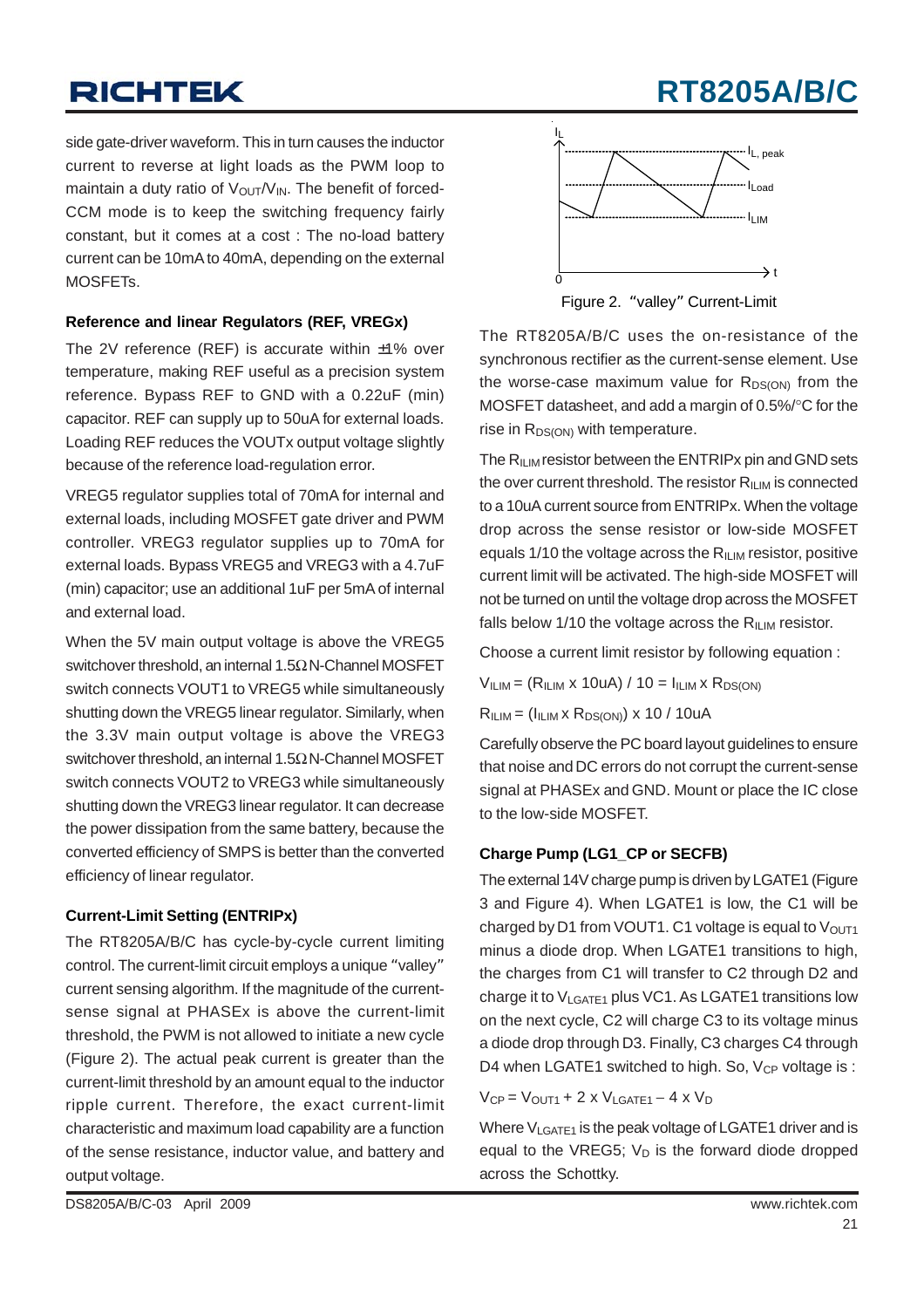side gate-driver waveform. This in turn causes the inductor current to reverse at light loads as the PWM loop to maintain a duty ratio of $V_{OUT}/V_{IN}$. The benefit of forced-CCM mode is to keep the switching frequency fairly constant, but it comes at a cost : The no-load battery current can be 10mA to 40mA, depending on the external MOSFETs.

### Reference and linear Regulators (REF, VREGx)

The 2V reference (REF) is accurate within ±1% over temperature, making REF useful as a precision system reference. Bypass REF to GND with a 0.22uF (min) capacitor. REF can supply up to 50uA for external loads. Loading REF reduces the VOUTx output voltage slightly because of the reference load-regulation error.

VREG5 regulator supplies total of 70mA for internal and external loads, including MOSFET gate driver and PWM controller. VREG3 regulator supplies up to 70mA for external loads. Bypass VREG5 and VREG3 with a 4.7uF (min) capacitor; use an additional 1uF per 5mA of internal and external load.

When the 5V main output voltage is above the VREG5 switchover threshold, an internal 1.5Ω N-Channel MOSFET switch connects VOUT1 to VREG5 while simultaneously shutting down the VREG5 linear regulator. Similarly, when the 3.3V main output voltage is above the VREG3 switchover threshold, an internal 1.5Ω N-Channel MOSFET switch connects VOUT2 to VREG3 while simultaneously shutting down the VREG3 linear regulator. It can decrease the power dissipation from the same battery, because the converted efficiency of SMPS is better than the converted efficiency of linear regulator.

### Current-Limit Setting (ENTRIPx)

The RT8205A/B/C has cycle-by-cycle current limiting control. The current-limit circuit employs a unique "valley" current sensing algorithm. If the magnitude of the current-sense signal at PHASEx is above the current-limit threshold, the PWM is not allowed to initiate a new cycle (Figure 2). The actual peak current is greater than the current-limit threshold by an amount equal to the inductor ripple current. Therefore, the exact current-limit characteristic and maximum load capability are a function of the sense resistance, inductor value, and battery and output voltage.

Figure 2. "valley" Current-Limit

The RT8205A/B/C uses the on-resistance of the synchronous rectifier as the current-sense element. Use the worse-case maximum value for $R_{DS(ON)}$ from the MOSFET datasheet, and add a margin of 0.5%/°C for the rise in $R_{DS(ON)}$ with temperature.

The $R_{ILIM}$ resistor between the ENTRIPx pin and GND sets the over current threshold. The resistor $R_{ILIM}$ is connected to a 10uA current source from ENTRIPx. When the voltage drop across the sense resistor or low-side MOSFET equals 1/10 the voltage across the $R_{ILIM}$ resistor, positive current limit will be activated. The high-side MOSFET will not be turned on until the voltage drop across the MOSFET falls below 1/10 the voltage across the $R_{ILIM}$ resistor.

Choose a current limit resistor by following equation :

$$V_{ILIM} = (R_{ILIM} \times 10uA) / 10 = I_{ILIM} \times R_{DS(ON)}$$

$$R_{ILIM} = (I_{ILIM} \times R_{DS(ON)}) \times 10 / 10uA$$

Carefully observe the PC board layout guidelines to ensure that noise and DC errors do not corrupt the current-sense signal at PHASEx and GND. Mount or place the IC close to the low-side MOSFET.

### Charge Pump (LG1_CP or SECFB)

The external 14V charge pump is driven by LGATE1 (Figure 3 and Figure 4). When LGATE1 is low, the C1 will be charged by D1 from VOUT1. C1 voltage is equal to $V_{OUT1}$ minus a diode drop. When LGATE1 transitions to high, the charges from C1 will transfer to C2 through D2 and charge it to $V_{LGATE1}$ plus VC1. As LGATE1 transitions low on the next cycle, C2 will charge C3 to its voltage minus a diode drop through D3. Finally, C3 charges C4 through D4 when LGATE1 switched to high. So, $V_{CP}$ voltage is :

$$V_{CP} = V_{OUT1} + 2 \times V_{LGATE1} - 4 \times V_D$$

Where $V_{LGATE1}$ is the peak voltage of LGATE1 driver and is equal to the VREG5; $V_D$ is the forward diode dropped across the Schottky.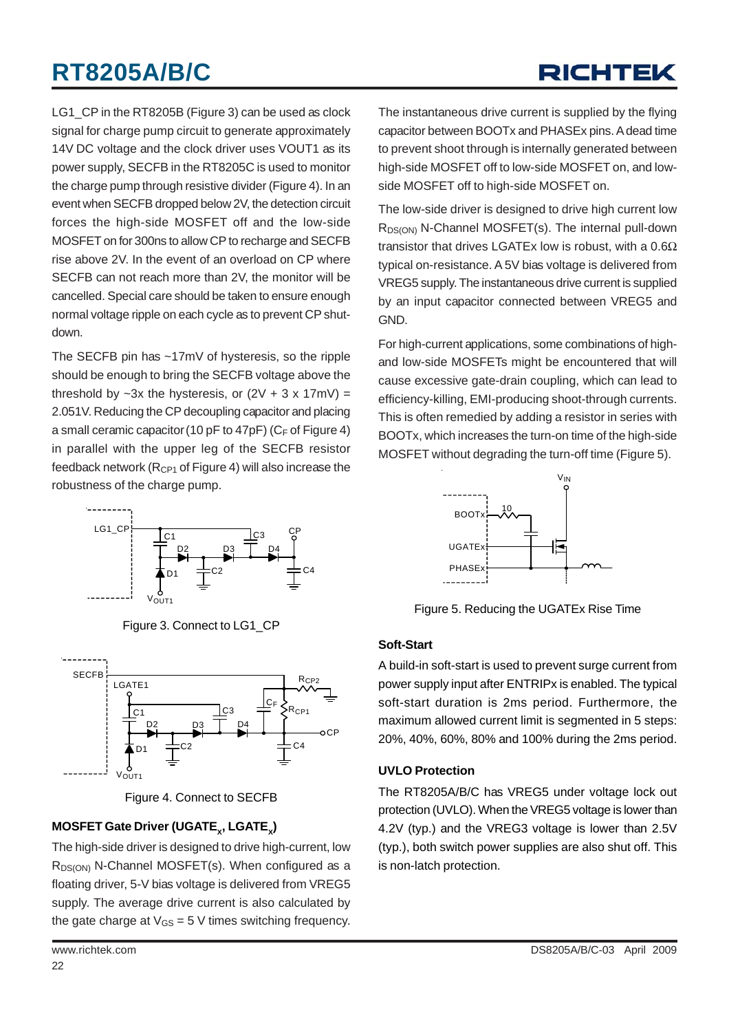LG1_CP in the RT8205B (Figure 3) can be used as clock signal for charge pump circuit to generate approximately 14V DC voltage and the clock driver uses VOUT1 as its power supply, SECFB in the RT8205C is used to monitor the charge pump through resistive divider (Figure 4). In an event when SECFB dropped below 2V, the detection circuit forces the high-side MOSFET off and the low-side MOSFET on for 300ns to allow CP to recharge and SECFB rise above 2V. In the event of an overload on CP where SECFB can not reach more than 2V, the monitor will be cancelled. Special care should be taken to ensure enough normal voltage ripple on each cycle as to prevent CP shutdown.

The SECFB pin has ~17mV of hysteresis, so the ripple should be enough to bring the SECFB voltage above the threshold by ~3x the hysteresis, or (2V + 3 x 17mV) = 2.051V. Reducing the CP decoupling capacitor and placing a small ceramic capacitor (10 pF to 47pF) ($C_F$ of Figure 4) in parallel with the upper leg of the SECFB resistor feedback network ($R_{CP1}$ of Figure 4) will also increase the robustness of the charge pump.

Figure 3. Connect to LG1_CP

Figure 4. Connect to SECFB

### MOSFET Gate Driver ($UGATE_x$, $LGATE_x$)

The high-side driver is designed to drive high-current, low $R_{DS(ON)}$ N-Channel MOSFET(s). When configured as a floating driver, 5-V bias voltage is delivered from VREG5 supply. The average drive current is also calculated by the gate charge at $V_{GS}$ = 5 V times switching frequency. The instantaneous drive current is supplied by the flying capacitor between BOOTx and PHASEx pins. A dead time to prevent shoot through is internally generated between high-side MOSFET off to low-side MOSFET on, and low-side MOSFET off to high-side MOSFET on.

The low-side driver is designed to drive high current low $R_{DS(ON)}$ N-Channel MOSFET(s). The internal pull-down transistor that drives LGATEx low is robust, with a 0.6Ω typical on-resistance. A 5V bias voltage is delivered from VREG5 supply. The instantaneous drive current is supplied by an input capacitor connected between VREG5 and GND.

For high-current applications, some combinations of high- and low-side MOSFETs might be encountered that will cause excessive gate-drain coupling, which can lead to efficiency-killing, EMI-producing shoot-through currents. This is often remedied by adding a resistor in series with BOOTx, which increases the turn-on time of the high-side MOSFET without degrading the turn-off time (Figure 5).

Figure 5. Reducing the UGATEx Rise Time

### Soft-Start

A build-in soft-start is used to prevent surge current from power supply input after ENTRIPx is enabled. The typical soft-start duration is 2ms period. Furthermore, the maximum allowed current limit is segmented in 5 steps: 20%, 40%, 60%, 80% and 100% during the 2ms period.

### UVLO Protection

The RT8205A/B/C has VREG5 under voltage lock out protection (UVLO). When the VREG5 voltage is lower than 4.2V (typ.) and the VREG3 voltage is lower than 2.5V (typ.), both switch power supplies are also shut off. This is non-latch protection.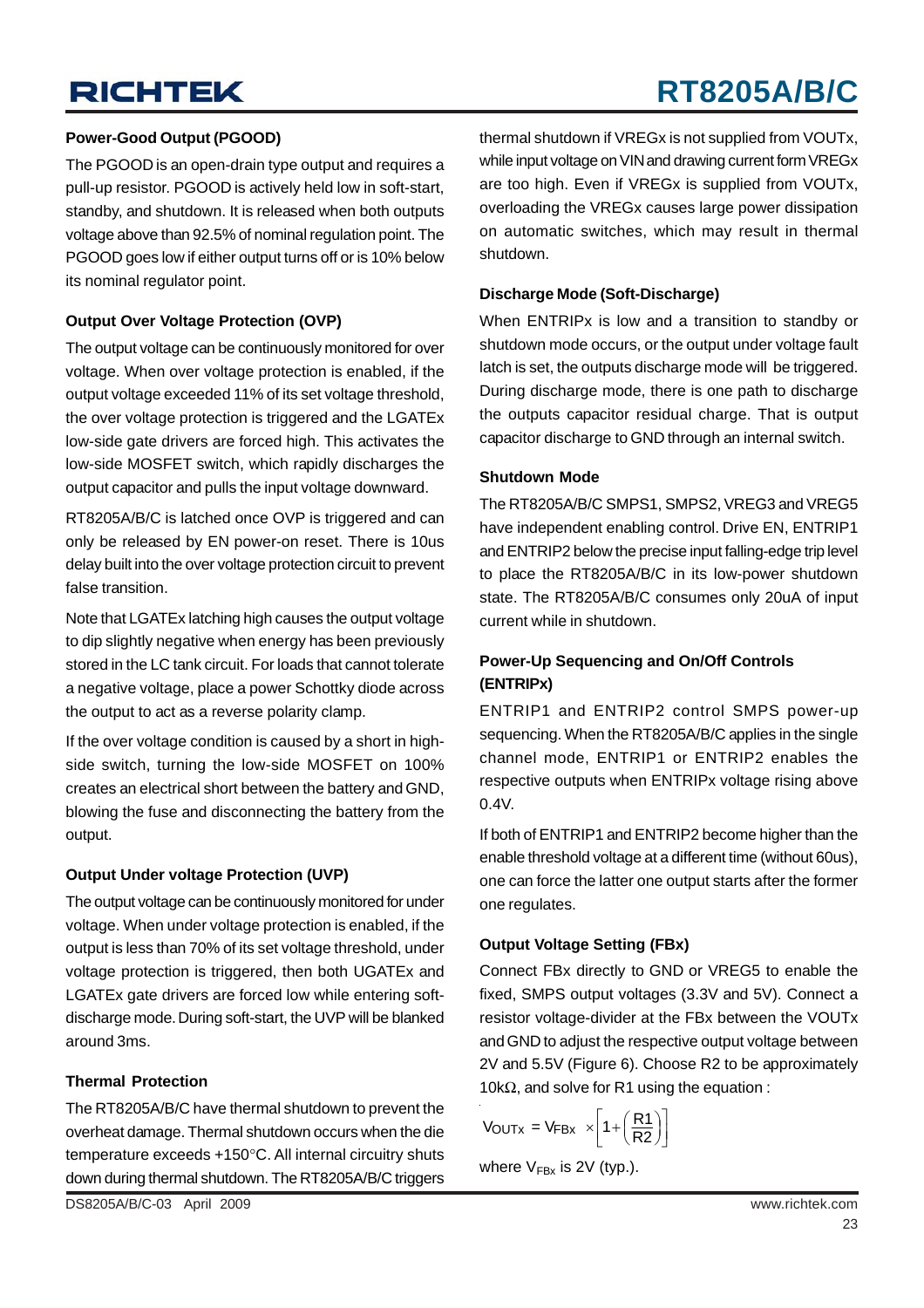### Power-Good Output (PGOOD)

The PGOOD is an open-drain type output and requires a pull-up resistor. PGOOD is actively held low in soft-start, standby, and shutdown. It is released when both outputs voltage above than 92.5% of nominal regulation point. The PGOOD goes low if either output turns off or is 10% below its nominal regulator point.

### Output Over Voltage Protection (OVP)

The output voltage can be continuously monitored for over voltage. When over voltage protection is enabled, if the output voltage exceeded 11% of its set voltage threshold, the over voltage protection is triggered and the LGATEx low-side gate drivers are forced high. This activates the low-side MOSFET switch, which rapidly discharges the output capacitor and pulls the input voltage downward.

RT8205A/B/C is latched once OVP is triggered and can only be released by EN power-on reset. There is 10us delay built into the over voltage protection circuit to prevent false transition.

Note that LGATEx latching high causes the output voltage to dip slightly negative when energy has been previously stored in the LC tank circuit. For loads that cannot tolerate a negative voltage, place a power Schottky diode across the output to act as a reverse polarity clamp.

If the over voltage condition is caused by a short in high-side switch, turning the low-side MOSFET on 100% creates an electrical short between the battery and GND, blowing the fuse and disconnecting the battery from the output.

### Output Under voltage Protection (UVP)

The output voltage can be continuously monitored for under voltage. When under voltage protection is enabled, if the output is less than 70% of its set voltage threshold, under voltage protection is triggered, then both UGATEx and LGATEx gate drivers are forced low while entering soft-discharge mode. During soft-start, the UVP will be blanked around 3ms.

### Thermal Protection

The RT8205A/B/C have thermal shutdown to prevent the overheat damage. Thermal shutdown occurs when the die temperature exceeds +150°C. All internal circuitry shuts down during thermal shutdown. The RT8205A/B/C triggers thermal shutdown if VREGx is not supplied from VOUTx, while input voltage on VIN and drawing current form VREGx are too high. Even if VREGx is supplied from VOUTx, overloading the VREGx causes large power dissipation on automatic switches, which may result in thermal shutdown.

### Discharge Mode (Soft-Discharge)

When ENTRIPx is low and a transition to standby or shutdown mode occurs, or the output under voltage fault latch is set, the outputs discharge mode will be triggered. During discharge mode, there is one path to discharge the outputs capacitor residual charge. That is output capacitor discharge to GND through an internal switch.

### Shutdown Mode

The RT8205A/B/C SMPS1, SMPS2, VREG3 and VREG5 have independent enabling control. Drive EN, ENTRIP1 and ENTRIP2 below the precise input falling-edge trip level to place the RT8205A/B/C in its low-power shutdown state. The RT8205A/B/C consumes only 20uA of input current while in shutdown.

### Power-Up Sequencing and On/Off Controls (ENTRIPx)

ENTRIP1 and ENTRIP2 control SMPS power-up sequencing. When the RT8205A/B/C applies in the single channel mode, ENTRIP1 or ENTRIP2 enables the respective outputs when ENTRIPx voltage rising above 0.4V.

If both of ENTRIP1 and ENTRIP2 become higher than the enable threshold voltage at a different time (without 60us), one can force the latter one output starts after the former one regulates.

### Output Voltage Setting (FBx)

Connect FBx directly to GND or VREG5 to enable the fixed, SMPS output voltages (3.3V and 5V). Connect a resistor voltage-divider at the FBx between the VOUTx and GND to adjust the respective output voltage between 2V and 5.5V (Figure 6). Choose R2 to be approximately 10kΩ, and solve for R1 using the equation :

$$V_{OUTx} = V_{FBx} \times \left[1 + \left(\frac{R1}{R2}\right)\right]$$

where $V_{FBx}$ is 2V (typ.).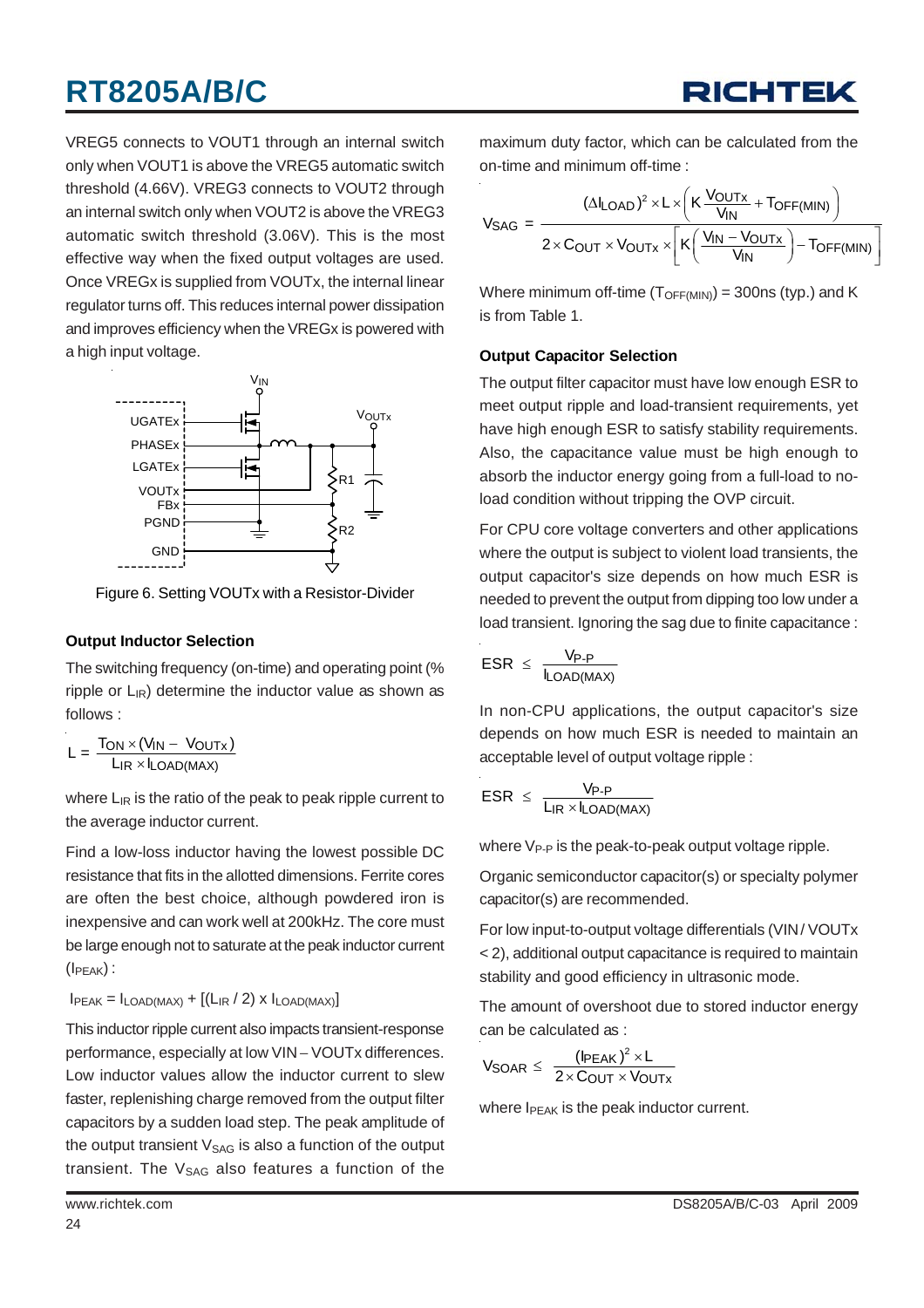VREG5 connects to VOUT1 through an internal switch only when VOUT1 is above the VREG5 automatic switch threshold (4.66V). VREG3 connects to VOUT2 through an internal switch only when VOUT2 is above the VREG3 automatic switch threshold (3.06V). This is the most effective way when the fixed output voltages are used. Once VREGx is supplied from VOUTx, the internal linear regulator turns off. This reduces internal power dissipation and improves efficiency when the VREGx is powered with a high input voltage.

Figure 6. Setting VOUTx with a Resistor-Divider

### Output Inductor Selection

The switching frequency (on-time) and operating point (% ripple or $L_{IR}$) determine the inductor value as shown as follows :

$$L = \frac{T_{ON} \times (V_{IN} - V_{OUTx})}{L_{IR} \times I_{LOAD(MAX)}}$$

where $L_{IR}$ is the ratio of the peak to peak ripple current to the average inductor current.

Find a low-loss inductor having the lowest possible DC resistance that fits in the allotted dimensions. Ferrite cores are often the best choice, although powdered iron is inexpensive and can work well at 200kHz. The core must be large enough not to saturate at the peak inductor current ($I_{PEAK}$) :

$$I_{PEAK} = I_{LOAD(MAX)} + [(L_{IR} / 2) \times I_{LOAD(MAX)}]$$

This inductor ripple current also impacts transient-response performance, especially at low VIN – VOUTx differences. Low inductor values allow the inductor current to slew faster, replenishing charge removed from the output filter capacitors by a sudden load step. The peak amplitude of the output transient $V_{SAG}$ is also a function of the output transient. The $V_{SAG}$ also features a function of the maximum duty factor, which can be calculated from the on-time and minimum off-time :

$$V_{SAG} = \frac{(\Delta I_{LOAD})^2 \times L \times \left(K \dfrac{V_{OUTx}}{V_{IN}} + T_{OFF(MIN)}\right)}{2 \times C_{OUT} \times V_{OUTx} \times \left[K\left(\dfrac{V_{IN} - V_{OUTx}}{V_{IN}}\right) - T_{OFF(MIN)}\right]}$$

Where minimum off-time ($T_{OFF(MIN)}$) = 300ns (typ.) and K is from Table 1.

### Output Capacitor Selection

The output filter capacitor must have low enough ESR to meet output ripple and load-transient requirements, yet have high enough ESR to satisfy stability requirements. Also, the capacitance value must be high enough to absorb the inductor energy going from a full-load to no-load condition without tripping the OVP circuit.

For CPU core voltage converters and other applications where the output is subject to violent load transients, the output capacitor's size depends on how much ESR is needed to prevent the output from dipping too low under a load transient. Ignoring the sag due to finite capacitance :

$$ESR \leq \frac{V_{P-P}}{I_{LOAD(MAX)}}$$

In non-CPU applications, the output capacitor's size depends on how much ESR is needed to maintain an acceptable level of output voltage ripple :

$$ESR \leq \frac{V_{P-P}}{L_{IR} \times I_{LOAD(MAX)}}$$

where $V_{P-P}$ is the peak-to-peak output voltage ripple.

Organic semiconductor capacitor(s) or specialty polymer capacitor(s) are recommended.

For low input-to-output voltage differentials (VIN / VOUTx < 2), additional output capacitance is required to maintain stability and good efficiency in ultrasonic mode.

The amount of overshoot due to stored inductor energy can be calculated as :

$$V_{SOAR} \leq \frac{(I_{PEAK})^2 \times L}{2 \times C_{OUT} \times V_{OUTx}}$$

where $I_{PEAK}$ is the peak inductor current.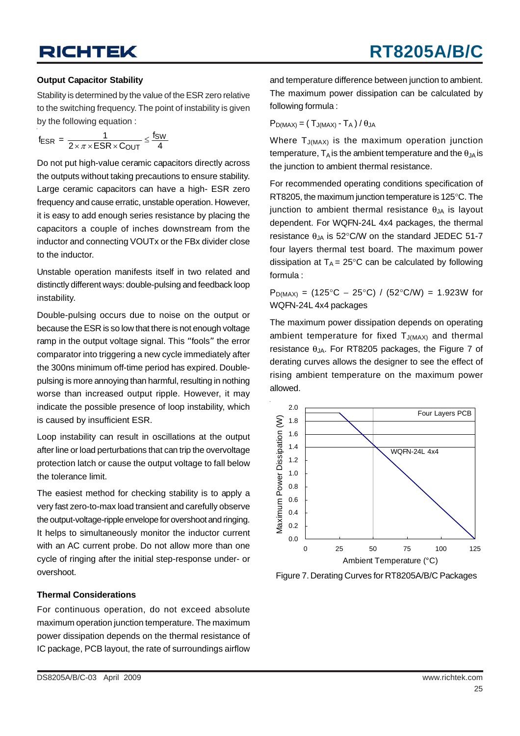### Output Capacitor Stability

Stability is determined by the value of the ESR zero relative to the switching frequency. The point of instability is given by the following equation :

$$f_{ESR} = \frac{1}{2 \times \pi \times ESR \times C_{OUT}} \leq \frac{f_{SW}}{4}$$

Do not put high-value ceramic capacitors directly across the outputs without taking precautions to ensure stability. Large ceramic capacitors can have a high- ESR zero frequency and cause erratic, unstable operation. However, it is easy to add enough series resistance by placing the capacitors a couple of inches downstream from the inductor and connecting VOUTx or the FBx divider close to the inductor.

Unstable operation manifests itself in two related and distinctly different ways: double-pulsing and feedback loop instability.

Double-pulsing occurs due to noise on the output or because the ESR is so low that there is not enough voltage ramp in the output voltage signal. This "fools" the error comparator into triggering a new cycle immediately after the 300ns minimum off-time period has expired. Double-pulsing is more annoying than harmful, resulting in nothing worse than increased output ripple. However, it may indicate the possible presence of loop instability, which is caused by insufficient ESR.

Loop instability can result in oscillations at the output after line or load perturbations that can trip the overvoltage protection latch or cause the output voltage to fall below the tolerance limit.

The easiest method for checking stability is to apply a very fast zero-to-max load transient and carefully observe the output-voltage-ripple envelope for overshoot and ringing. It helps to simultaneously monitor the inductor current with an AC current probe. Do not allow more than one cycle of ringing after the initial step-response under- or overshoot.

### Thermal Considerations

For continuous operation, do not exceed absolute maximum operation junction temperature. The maximum power dissipation depends on the thermal resistance of IC package, PCB layout, the rate of surroundings airflow and temperature difference between junction to ambient. The maximum power dissipation can be calculated by following formula :

$$P_{D(MAX)} = ( T_{J(MAX)} - T_A ) / \theta_{JA}$$

Where $T_{J(MAX)}$ is the maximum operation junction temperature, $T_A$ is the ambient temperature and the $\theta_{JA}$ is the junction to ambient thermal resistance.

For recommended operating conditions specification of RT8205, the maximum junction temperature is 125°C. The junction to ambient thermal resistance $\theta_{JA}$ is layout dependent. For WQFN-24L 4x4 packages, the thermal resistance $\theta_{JA}$ is 52°C/W on the standard JEDEC 51-7 four layers thermal test board. The maximum power dissipation at $T_A$ = 25°C can be calculated by following formula :

$P_{D(MAX)}$ = (125°C − 25°C) / (52°C/W) = 1.923W for WQFN-24L 4x4 packages

The maximum power dissipation depends on operating ambient temperature for fixed $T_{J(MAX)}$ and thermal resistance $\theta_{JA}$. For RT8205 packages, the Figure 7 of derating curves allows the designer to see the effect of rising ambient temperature on the maximum power allowed.

Figure 7. Derating Curves for RT8205A/B/C Packages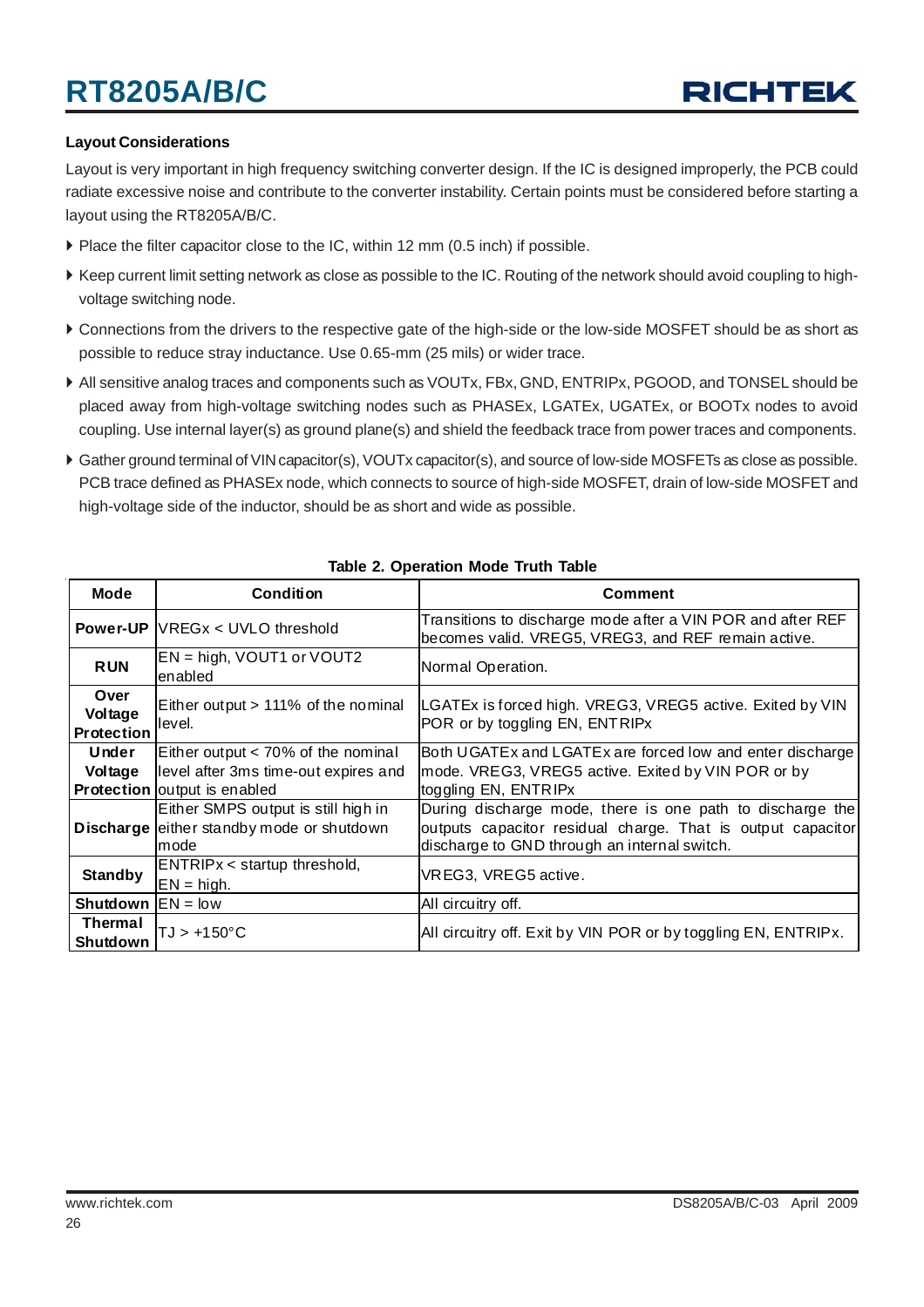### Layout Considerations

Layout is very important in high frequency switching converter design. If the IC is designed improperly, the PCB could radiate excessive noise and contribute to the converter instability. Certain points must be considered before starting a layout using the RT8205A/B/C.

- Place the filter capacitor close to the IC, within 12 mm (0.5 inch) if possible.
- Keep current limit setting network as close as possible to the IC. Routing of the network should avoid coupling to high-voltage switching node.
- Connections from the drivers to the respective gate of the high-side or the low-side MOSFET should be as short as possible to reduce stray inductance. Use 0.65-mm (25 mils) or wider trace.
- All sensitive analog traces and components such as VOUTx, FBx, GND, ENTRIPx, PGOOD, and TONSEL should be placed away from high-voltage switching nodes such as PHASEx, LGATEx, UGATEx, or BOOTx nodes to avoid coupling. Use internal layer(s) as ground plane(s) and shield the feedback trace from power traces and components.
- Gather ground terminal of VIN capacitor(s), VOUTx capacitor(s), and source of low-side MOSFETs as close as possible. PCB trace defined as PHASEx node, which connects to source of high-side MOSFET, drain of low-side MOSFET and high-voltage side of the inductor, should be as short and wide as possible.

**Table 2. Operation Mode Truth Table**

| Mode | Condition | Comment |
|---|---|---|
| **Power-UP** | VREGx < UVLO threshold | Transitions to discharge mode after a VIN POR and after REF becomes valid. VREG5, VREG3, and REF remain active. |
| **RUN** | EN = high, VOUT1 or VOUT2 enabled | Normal Operation. |
| **Over Voltage Protection** | Either output > 111% of the nominal level. | LGATEx is forced high. VREG3, VREG5 active. Exited by VIN POR or by toggling EN, ENTRIPx |
| **Under Voltage Protection** | Either output < 70% of the nominal level after 3ms time-out expires and output is enabled | Both UGATEx and LGATEx are forced low and enter discharge mode. VREG3, VREG5 active. Exited by VIN POR or by toggling EN, ENTRIPx |
| **Discharge** | Either SMPS output is still high in either standby mode or shutdown mode | During discharge mode, there is one path to discharge the outputs capacitor residual charge. That is output capacitor discharge to GND through an internal switch. |
| **Standby** | ENTRIPx < startup threshold, EN = high. | VREG3, VREG5 active. |
| **Shutdown** | EN = low | All circuitry off. |
| **Thermal Shutdown** | $T_J$ > +150°C | All circuitry off. Exit by VIN POR or by toggling EN, ENTRIPx. |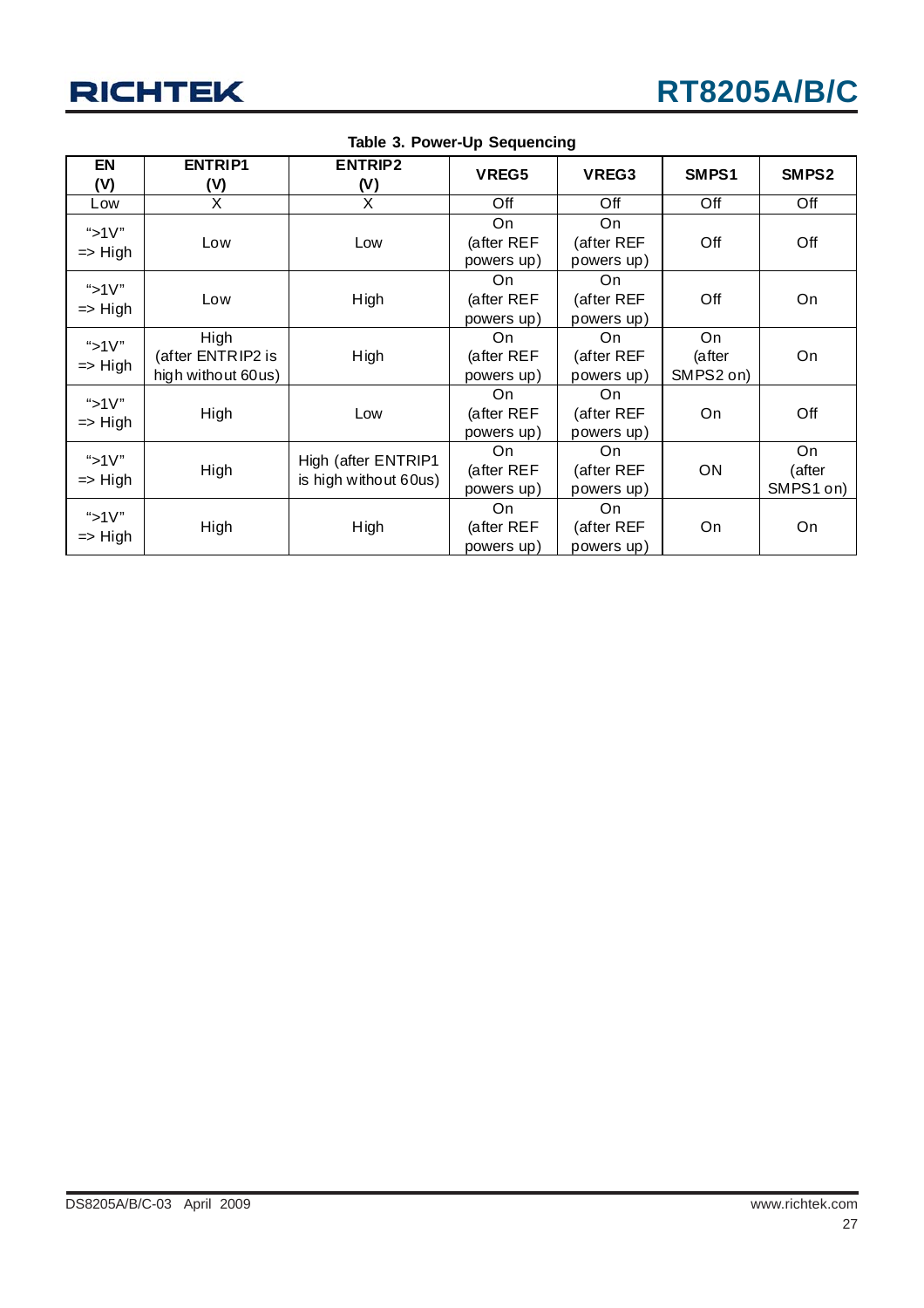**Table 3. Power-Up Sequencing**

| EN (V) | ENTRIP1 (V) | ENTRIP2 (V) | VREG5 | VREG3 | SMPS1 | SMPS2 |
|---|---|---|---|---|---|---|
| Low | X | X | Off | Off | Off | Off |
| ">1V" => High | Low | Low | On (after REF powers up) | On (after REF powers up) | Off | Off |
| ">1V" => High | Low | High | On (after REF powers up) | On (after REF powers up) | Off | On |
| ">1V" => High | High (after ENTRIP2 is high without 60us) | High | On (after REF powers up) | On (after REF powers up) | On (after SMPS2 on) | On |
| ">1V" => High | High | Low | On (after REF powers up) | On (after REF powers up) | On | Off |
| ">1V" => High | High | High (after ENTRIP1 is high without 60us) | On (after REF powers up) | On (after REF powers up) | ON | On (after SMPS1 on) |
| ">1V" => High | High | High | On (after REF powers up) | On (after REF powers up) | On | On |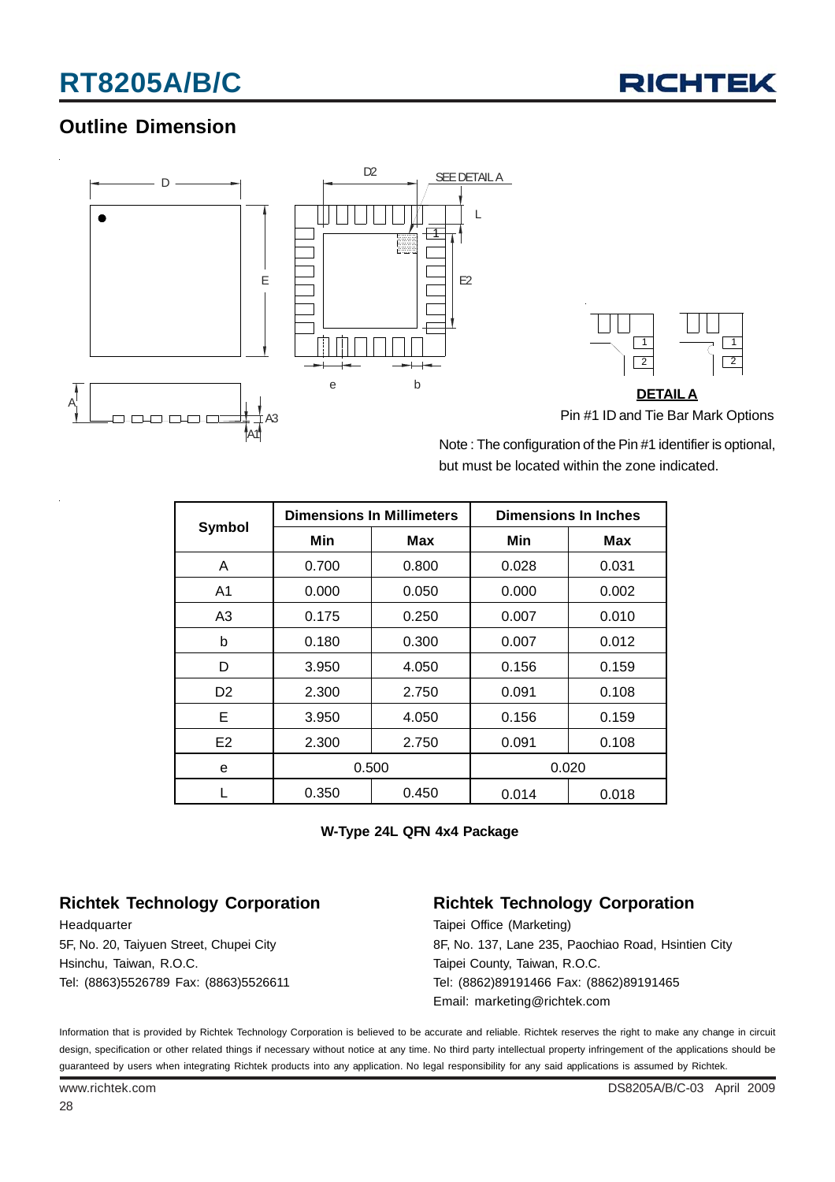## Outline Dimension

D

E

D2

SEE DETAIL A

L

E2

e

b

A

A3

A1

1

2

**DETAIL A**

Pin #1 ID and Tie Bar Mark Options

Note : The configuration of the Pin #1 identifier is optional, but must be located within the zone indicated.

| Symbol | Dimensions In Millimeters | | Dimensions In Inches | |
|---|---|---|---|---|
| | Min | Max | Min | Max |
| A | 0.700 | 0.800 | 0.028 | 0.031 |
| A1 | 0.000 | 0.050 | 0.000 | 0.002 |
| A3 | 0.175 | 0.250 | 0.007 | 0.010 |
| b | 0.180 | 0.300 | 0.007 | 0.012 |
| D | 3.950 | 4.050 | 0.156 | 0.159 |
| D2 | 2.300 | 2.750 | 0.091 | 0.108 |
| E | 3.950 | 4.050 | 0.156 | 0.159 |
| E2 | 2.300 | 2.750 | 0.091 | 0.108 |
| e | 0.500 | | 0.020 | |
| L | 0.350 | 0.450 | 0.014 | 0.018 |

**W-Type 24L QFN 4x4 Package**

### Richtek Technology Corporation

Headquarter
5F, No. 20, Taiyuen Street, Chupei City
Hsinchu, Taiwan, R.O.C.
Tel: (8863)5526789 Fax: (8863)5526611

### Richtek Technology Corporation

Taipei Office (Marketing)
8F, No. 137, Lane 235, Paochiao Road, Hsintien City
Taipei County, Taiwan, R.O.C.
Tel: (8862)89191466 Fax: (8862)89191465
Email: marketing@richtek.com

Information that is provided by Richtek Technology Corporation is believed to be accurate and reliable. Richtek reserves the right to make any change in circuit design, specification or other related things if necessary without notice at any time. No third party intellectual property infringement of the applications should be guaranteed by users when integrating Richtek products into any application. No legal responsibility for any said applications is assumed by Richtek.